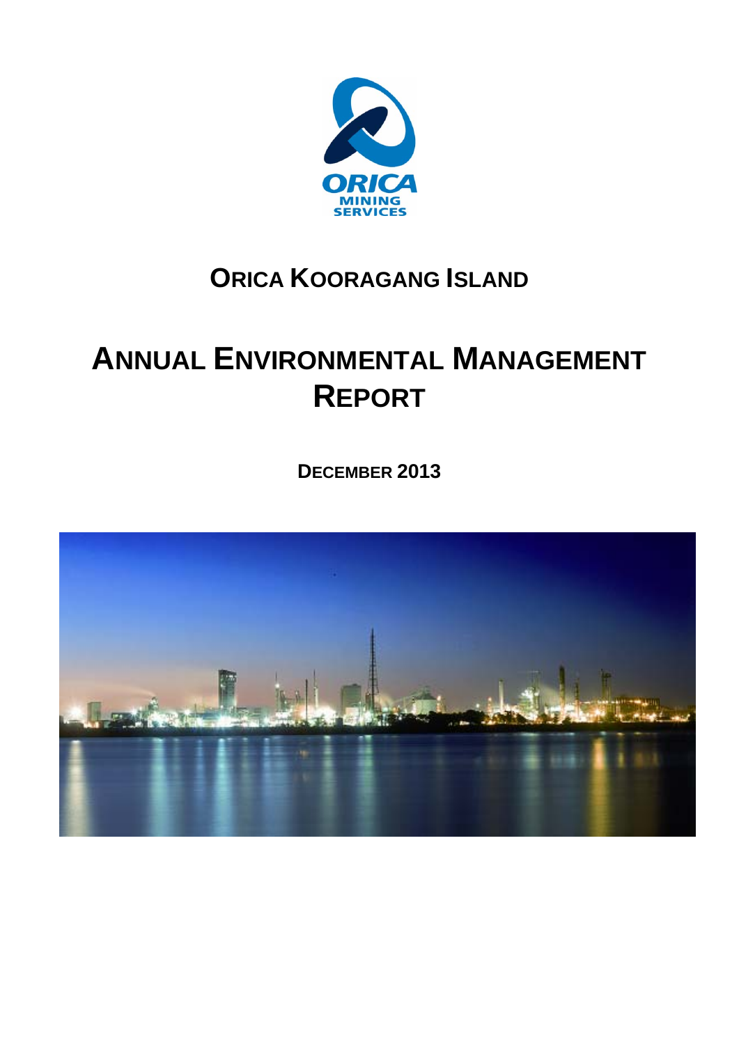# ORICA KOORAGANG ISLAND

# ANNUAL ENVIRONMENTAL MANAGEMENT REPORT

**DECEMBER 2013**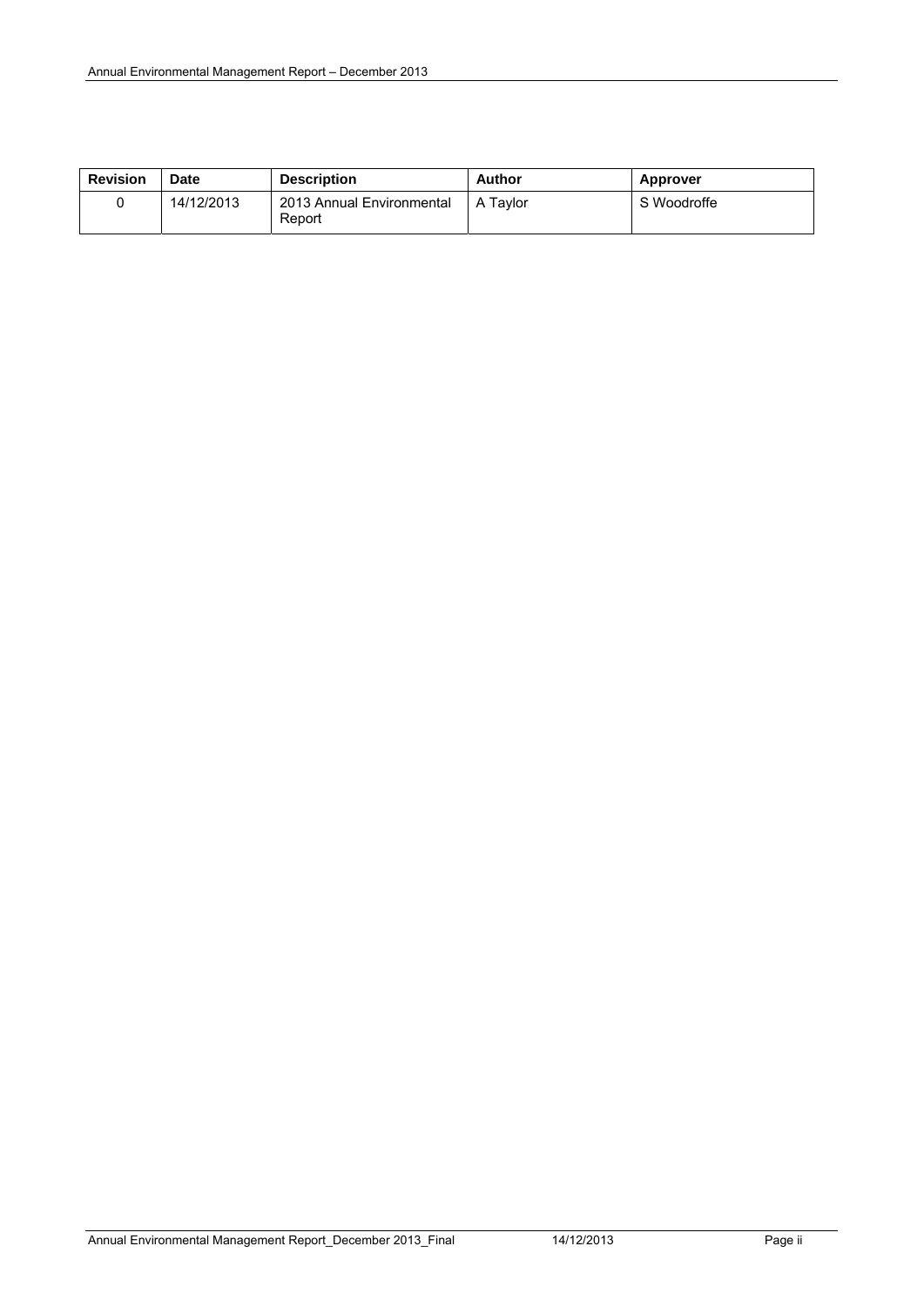| Revision | Date | Description | Author | Approver |
| --- | --- | --- | --- | --- |
| 0 | 14/12/2013 | 2013 Annual Environmental Report | A Taylor | S Woodroffe |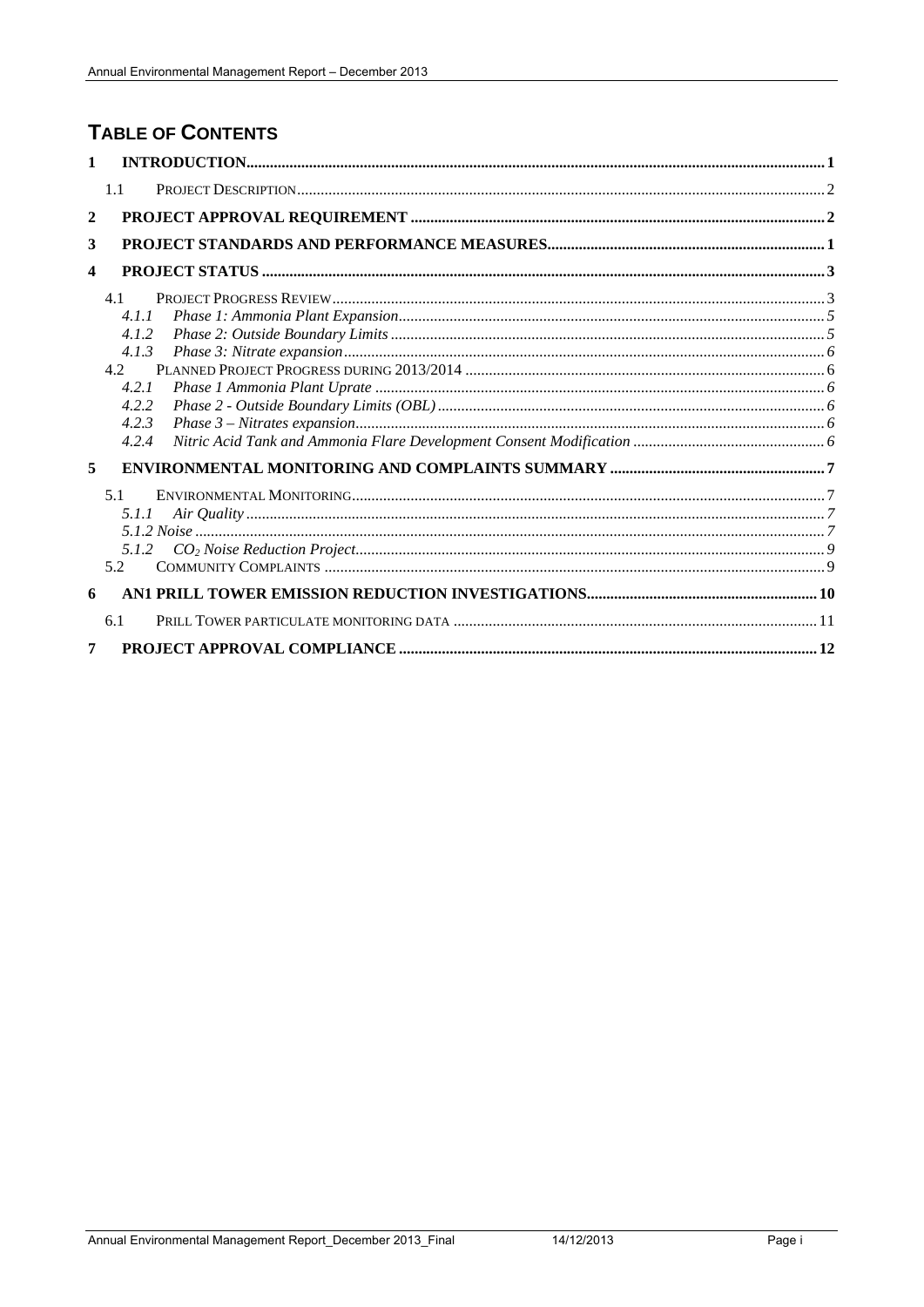# TABLE OF CONTENTS

1 INTRODUCTION .......... 1

 1.1 PROJECT DESCRIPTION .......... 2

2 PROJECT APPROVAL REQUIREMENT .......... 2

3 PROJECT STANDARDS AND PERFORMANCE MEASURES .......... 1

4 PROJECT STATUS .......... 3

 4.1 PROJECT PROGRESS REVIEW .......... 3

  4.1.1 *Phase 1: Ammonia Plant Expansion* .......... 5

  4.1.2 *Phase 2: Outside Boundary Limits* .......... 5

  4.1.3 *Phase 3: Nitrate expansion* .......... 6

 4.2 PLANNED PROJECT PROGRESS DURING 2013/2014 .......... 6

  4.2.1 *Phase 1 Ammonia Plant Uprate* .......... 6

  4.2.2 *Phase 2 - Outside Boundary Limits (OBL)* .......... 6

  4.2.3 *Phase 3 – Nitrates expansion* .......... 6

  4.2.4 *Nitric Acid Tank and Ammonia Flare Development Consent Modification* .......... 6

5 ENVIRONMENTAL MONITORING AND COMPLAINTS SUMMARY .......... 7

 5.1 ENVIRONMENTAL MONITORING .......... 7

  5.1.1 *Air Quality* .......... 7

  *5.1.2 Noise* .......... 7

  5.1.2 *$CO_2$ Noise Reduction Project* .......... 9

 5.2 COMMUNITY COMPLAINTS .......... 9

6 AN1 PRILL TOWER EMISSION REDUCTION INVESTIGATIONS .......... 10

 6.1 PRILL TOWER PARTICULATE MONITORING DATA .......... 11

7 PROJECT APPROVAL COMPLIANCE .......... 12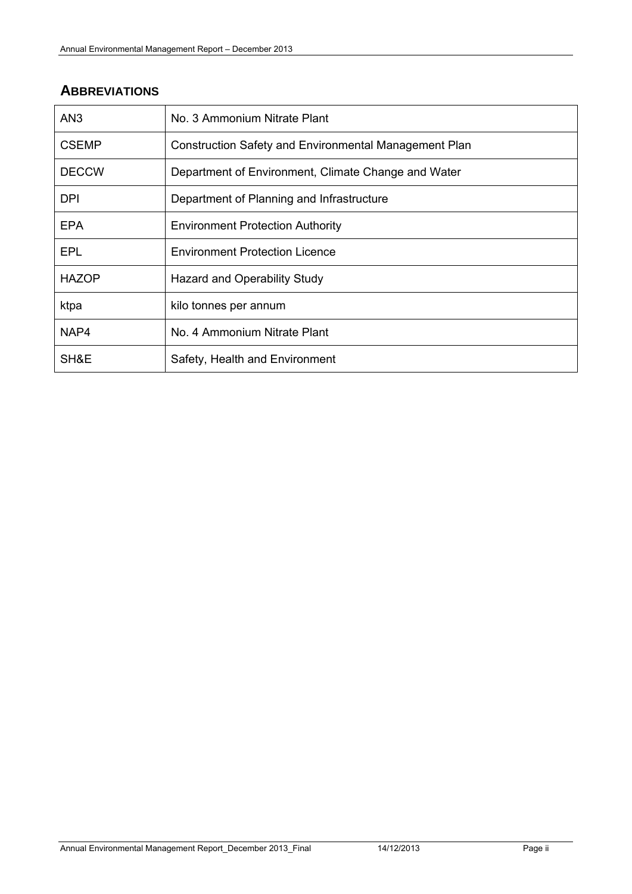## ABBREVIATIONS

| | |
|---|---|
| AN3 | No. 3 Ammonium Nitrate Plant |
| CSEMP | Construction Safety and Environmental Management Plan |
| DECCW | Department of Environment, Climate Change and Water |
| DPI | Department of Planning and Infrastructure |
| EPA | Environment Protection Authority |
| EPL | Environment Protection Licence |
| HAZOP | Hazard and Operability Study |
| ktpa | kilo tonnes per annum |
| NAP4 | No. 4 Ammonium Nitrate Plant |
| SH&E | Safety, Health and Environment |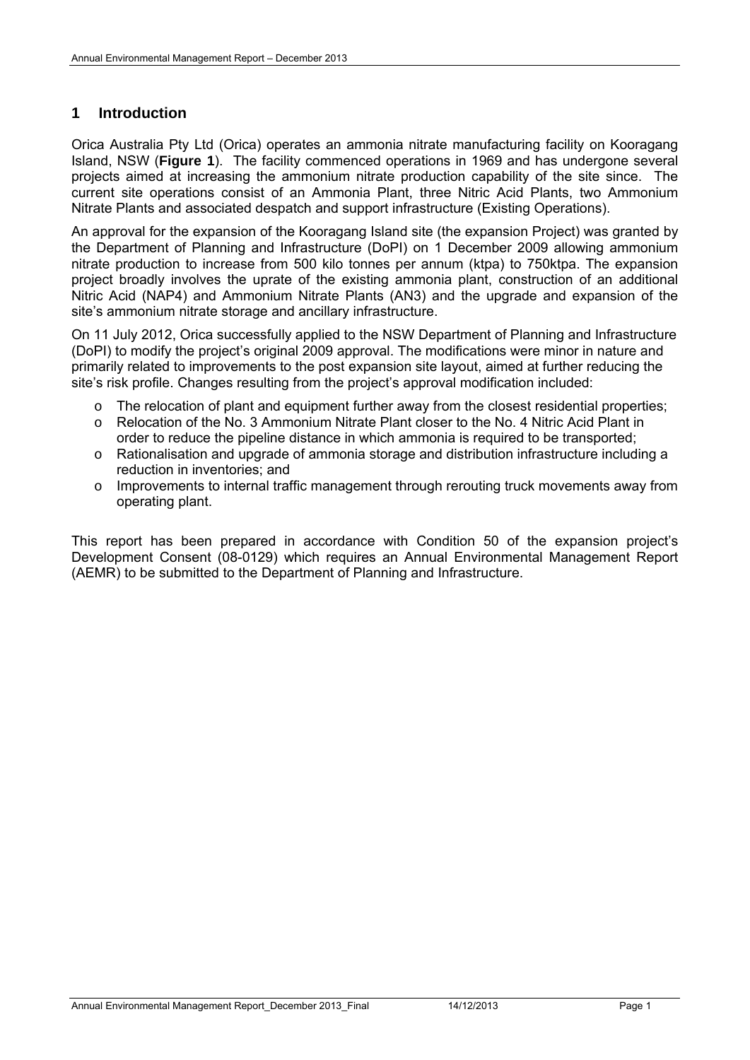# 1 Introduction

Orica Australia Pty Ltd (Orica) operates an ammonia nitrate manufacturing facility on Kooragang Island, NSW (**Figure 1**). The facility commenced operations in 1969 and has undergone several projects aimed at increasing the ammonium nitrate production capability of the site since. The current site operations consist of an Ammonia Plant, three Nitric Acid Plants, two Ammonium Nitrate Plants and associated despatch and support infrastructure (Existing Operations).

An approval for the expansion of the Kooragang Island site (the expansion Project) was granted by the Department of Planning and Infrastructure (DoPI) on 1 December 2009 allowing ammonium nitrate production to increase from 500 kilo tonnes per annum (ktpa) to 750ktpa. The expansion project broadly involves the uprate of the existing ammonia plant, construction of an additional Nitric Acid (NAP4) and Ammonium Nitrate Plants (AN3) and the upgrade and expansion of the site's ammonium nitrate storage and ancillary infrastructure.

On 11 July 2012, Orica successfully applied to the NSW Department of Planning and Infrastructure (DoPI) to modify the project's original 2009 approval. The modifications were minor in nature and primarily related to improvements to the post expansion site layout, aimed at further reducing the site's risk profile. Changes resulting from the project's approval modification included:

- The relocation of plant and equipment further away from the closest residential properties;
- Relocation of the No. 3 Ammonium Nitrate Plant closer to the No. 4 Nitric Acid Plant in order to reduce the pipeline distance in which ammonia is required to be transported;
- Rationalisation and upgrade of ammonia storage and distribution infrastructure including a reduction in inventories; and
- Improvements to internal traffic management through rerouting truck movements away from operating plant.

This report has been prepared in accordance with Condition 50 of the expansion project's Development Consent (08-0129) which requires an Annual Environmental Management Report (AEMR) to be submitted to the Department of Planning and Infrastructure.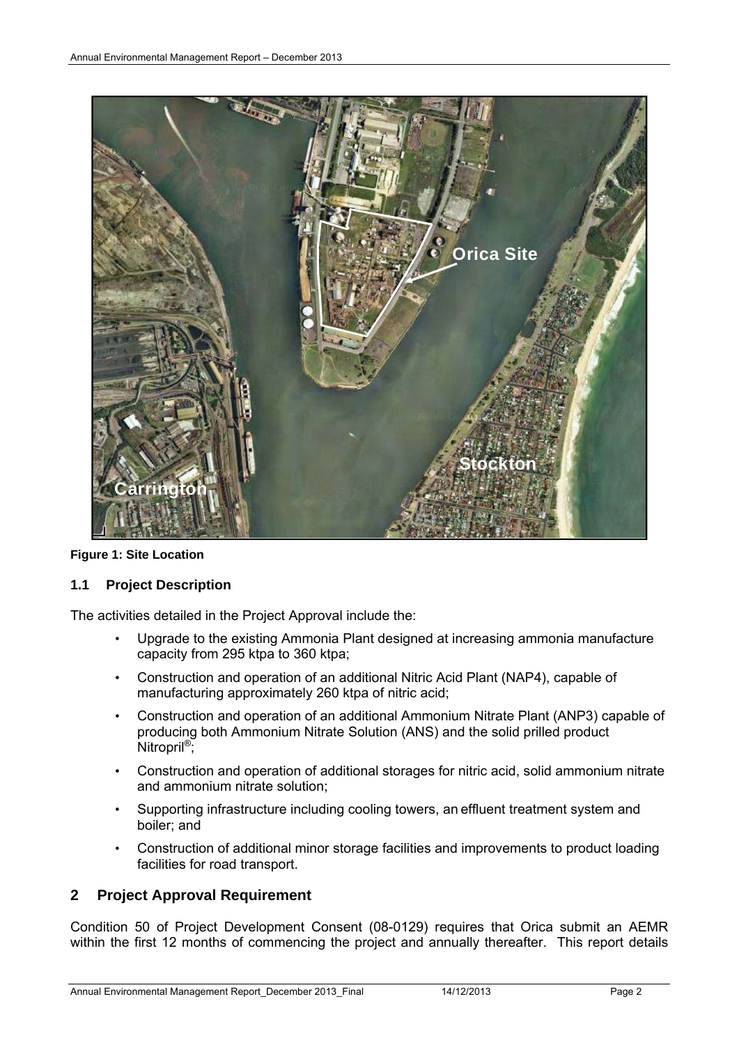**Figure 1: Site Location**

### 1.1 Project Description

The activities detailed in the Project Approval include the:

- Upgrade to the existing Ammonia Plant designed at increasing ammonia manufacture capacity from 295 ktpa to 360 ktpa;
- Construction and operation of an additional Nitric Acid Plant (NAP4), capable of manufacturing approximately 260 ktpa of nitric acid;
- Construction and operation of an additional Ammonium Nitrate Plant (ANP3) capable of producing both Ammonium Nitrate Solution (ANS) and the solid prilled product Nitropril®;
- Construction and operation of additional storages for nitric acid, solid ammonium nitrate and ammonium nitrate solution;
- Supporting infrastructure including cooling towers, an effluent treatment system and boiler; and
- Construction of additional minor storage facilities and improvements to product loading facilities for road transport.

## 2 Project Approval Requirement

Condition 50 of Project Development Consent (08-0129) requires that Orica submit an AEMR within the first 12 months of commencing the project and annually thereafter. This report details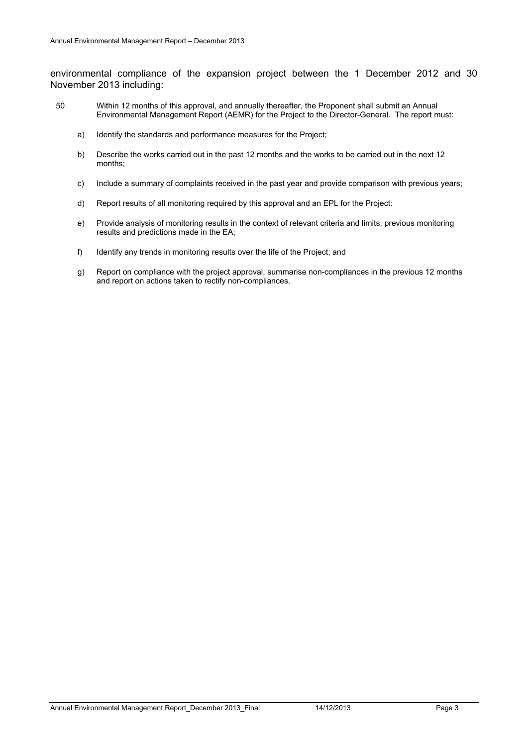environmental compliance of the expansion project between the 1 December 2012 and 30 November 2013 including:

50 Within 12 months of this approval, and annually thereafter, the Proponent shall submit an Annual Environmental Management Report (AEMR) for the Project to the Director-General. The report must:

a) Identify the standards and performance measures for the Project;

b) Describe the works carried out in the past 12 months and the works to be carried out in the next 12 months;

c) Include a summary of complaints received in the past year and provide comparison with previous years;

d) Report results of all monitoring required by this approval and an EPL for the Project:

e) Provide analysis of monitoring results in the context of relevant criteria and limits, previous monitoring results and predictions made in the EA;

f) Identify any trends in monitoring results over the life of the Project; and

g) Report on compliance with the project approval, summarise non-compliances in the previous 12 months and report on actions taken to rectify non-compliances.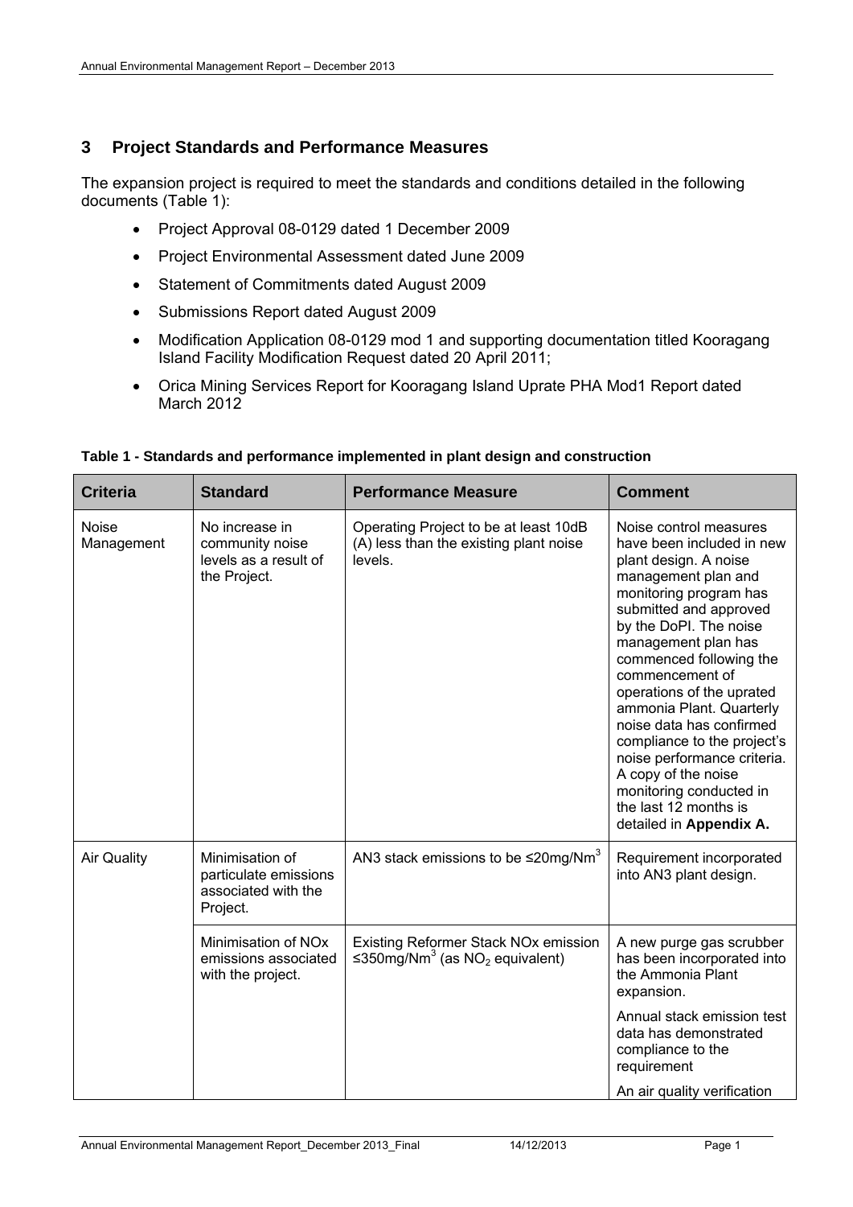## 3 Project Standards and Performance Measures

The expansion project is required to meet the standards and conditions detailed in the following documents (Table 1):

- Project Approval 08-0129 dated 1 December 2009
- Project Environmental Assessment dated June 2009
- Statement of Commitments dated August 2009
- Submissions Report dated August 2009
- Modification Application 08-0129 mod 1 and supporting documentation titled Kooragang Island Facility Modification Request dated 20 April 2011;
- Orica Mining Services Report for Kooragang Island Uprate PHA Mod1 Report dated March 2012

**Table 1 - Standards and performance implemented in plant design and construction**

| Criteria | Standard | Performance Measure | Comment |
|---|---|---|---|
| Noise Management | No increase in community noise levels as a result of the Project. | Operating Project to be at least 10dB (A) less than the existing plant noise levels. | Noise control measures have been included in new plant design. A noise management plan and monitoring program has submitted and approved by the DoPI. The noise management plan has commenced following the commencement of operations of the uprated ammonia Plant. Quarterly noise data has confirmed compliance to the project's noise performance criteria. A copy of the noise monitoring conducted in the last 12 months is detailed in **Appendix A.** |
| Air Quality | Minimisation of particulate emissions associated with the Project. | AN3 stack emissions to be ≤20mg/Nm$^3$ | Requirement incorporated into AN3 plant design. |
| | Minimisation of NOx emissions associated with the project. | Existing Reformer Stack NOx emission ≤350mg/Nm$^3$ (as $NO_2$ equivalent) | A new purge gas scrubber has been incorporated into the Ammonia Plant expansion. Annual stack emission test data has demonstrated compliance to the requirement An air quality verification |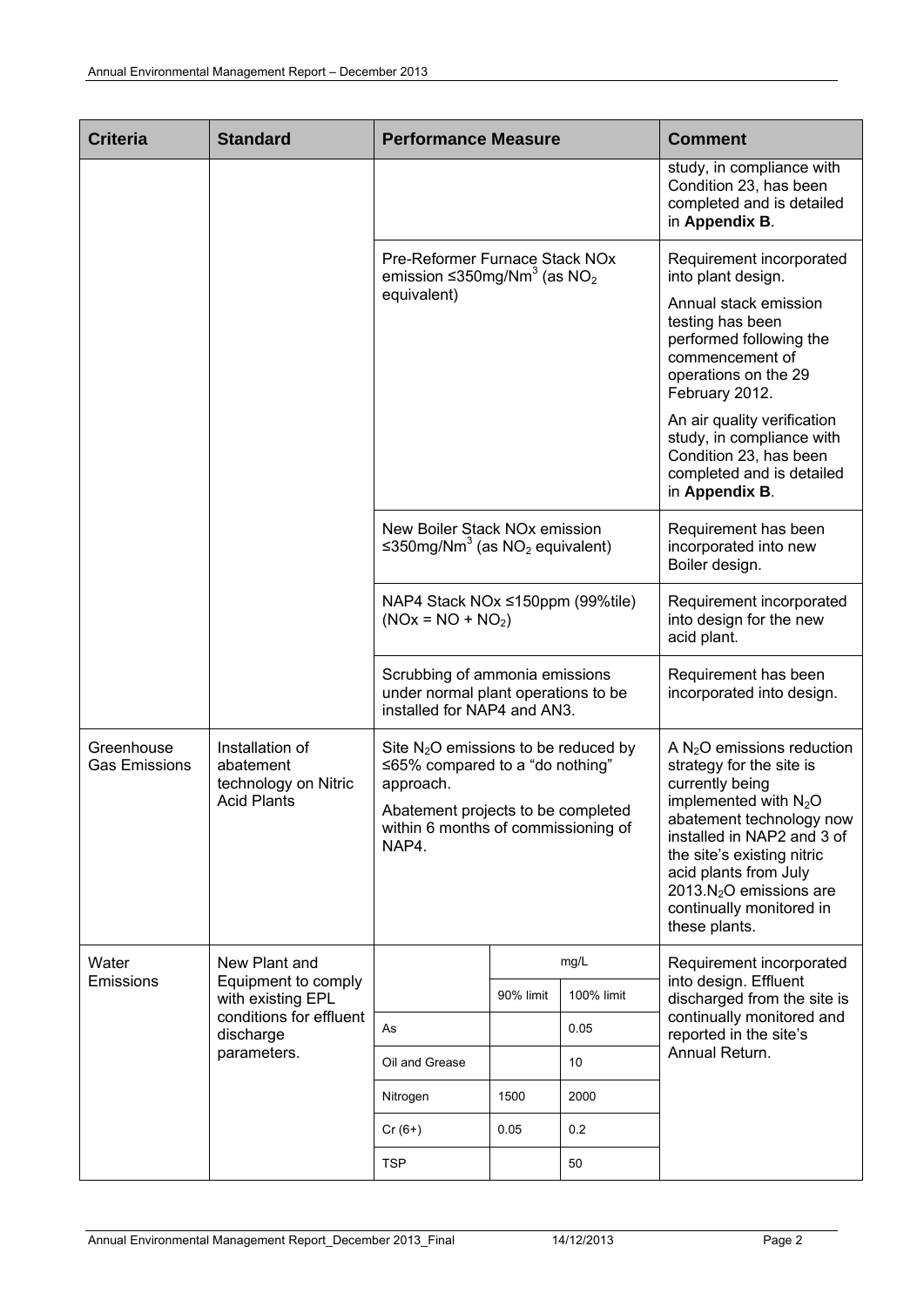| Criteria | Standard | Performance Measure | | | Comment |
|---|---|---|---|---|---|
| | | | | | study, in compliance with Condition 23, has been completed and is detailed in **Appendix B**. |
| | | Pre-Reformer Furnace Stack NOx emission ≤350mg/Nm$^3$ (as $NO_2$ equivalent) | | | Requirement incorporated into plant design.<br><br>Annual stack emission testing has been performed following the commencement of operations on the 29 February 2012.<br><br>An air quality verification study, in compliance with Condition 23, has been completed and is detailed in **Appendix B**. |
| | | New Boiler Stack NOx emission ≤350mg/Nm$^3$ (as $NO_2$ equivalent) | | | Requirement has been incorporated into new Boiler design. |
| | | NAP4 Stack NOx ≤150ppm (99%tile) (NOx = NO + $NO_2$) | | | Requirement incorporated into design for the new acid plant. |
| | | Scrubbing of ammonia emissions under normal plant operations to be installed for NAP4 and AN3. | | | Requirement has been incorporated into design. |
| Greenhouse Gas Emissions | Installation of abatement technology on Nitric Acid Plants | Site $N_2O$ emissions to be reduced by ≤65% compared to a "do nothing" approach.<br><br>Abatement projects to be completed within 6 months of commissioning of NAP4. | | | A $N_2O$ emissions reduction strategy for the site is currently being implemented with $N_2O$ abatement technology now installed in NAP2 and 3 of the site's existing nitric acid plants from July 2013.$N_2O$ emissions are continually monitored in these plants. |
| Water Emissions | New Plant and Equipment to comply with existing EPL conditions for effluent discharge parameters. | | mg/L | | Requirement incorporated into design. Effluent discharged from the site is continually monitored and reported in the site's Annual Return. |
| | | | 90% limit | 100% limit | |
| | | As | | 0.05 | |
| | | Oil and Grease | | 10 | |
| | | Nitrogen | 1500 | 2000 | |
| | | Cr (6+) | 0.05 | 0.2 | |
| | | TSP | | 50 | |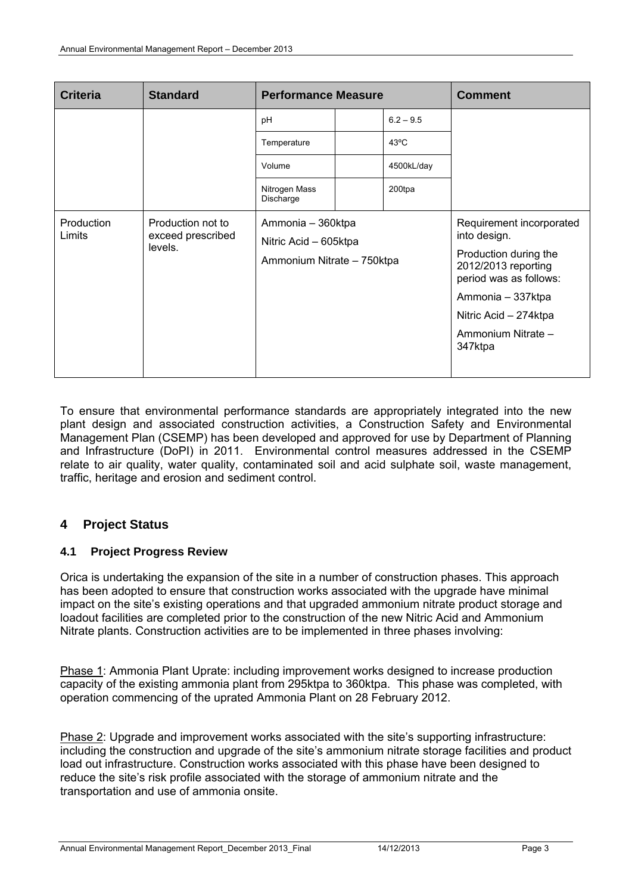| Criteria | Standard | Performance Measure | | | Comment |
|---|---|---|---|---|---|
| | | pH | | 6.2 – 9.5 | |
| | | Temperature | | 43ºC | |
| | | Volume | | 4500kL/day | |
| | | Nitrogen Mass Discharge | | 200tpa | |
| Production Limits | Production not to exceed prescribed levels. | Ammonia – 360ktpa<br>Nitric Acid – 605ktpa<br>Ammonium Nitrate – 750ktpa | | | Requirement incorporated into design.<br>Production during the 2012/2013 reporting period was as follows:<br>Ammonia – 337ktpa<br>Nitric Acid – 274ktpa<br>Ammonium Nitrate – 347ktpa |

To ensure that environmental performance standards are appropriately integrated into the new plant design and associated construction activities, a Construction Safety and Environmental Management Plan (CSEMP) has been developed and approved for use by Department of Planning and Infrastructure (DoPI) in 2011. Environmental control measures addressed in the CSEMP relate to air quality, water quality, contaminated soil and acid sulphate soil, waste management, traffic, heritage and erosion and sediment control.

# 4 Project Status

## 4.1 Project Progress Review

Orica is undertaking the expansion of the site in a number of construction phases. This approach has been adopted to ensure that construction works associated with the upgrade have minimal impact on the site's existing operations and that upgraded ammonium nitrate product storage and loadout facilities are completed prior to the construction of the new Nitric Acid and Ammonium Nitrate plants. Construction activities are to be implemented in three phases involving:

Phase 1: Ammonia Plant Uprate: including improvement works designed to increase production capacity of the existing ammonia plant from 295ktpa to 360ktpa. This phase was completed, with operation commencing of the uprated Ammonia Plant on 28 February 2012.

Phase 2: Upgrade and improvement works associated with the site's supporting infrastructure: including the construction and upgrade of the site's ammonium nitrate storage facilities and product load out infrastructure. Construction works associated with this phase have been designed to reduce the site's risk profile associated with the storage of ammonium nitrate and the transportation and use of ammonia onsite.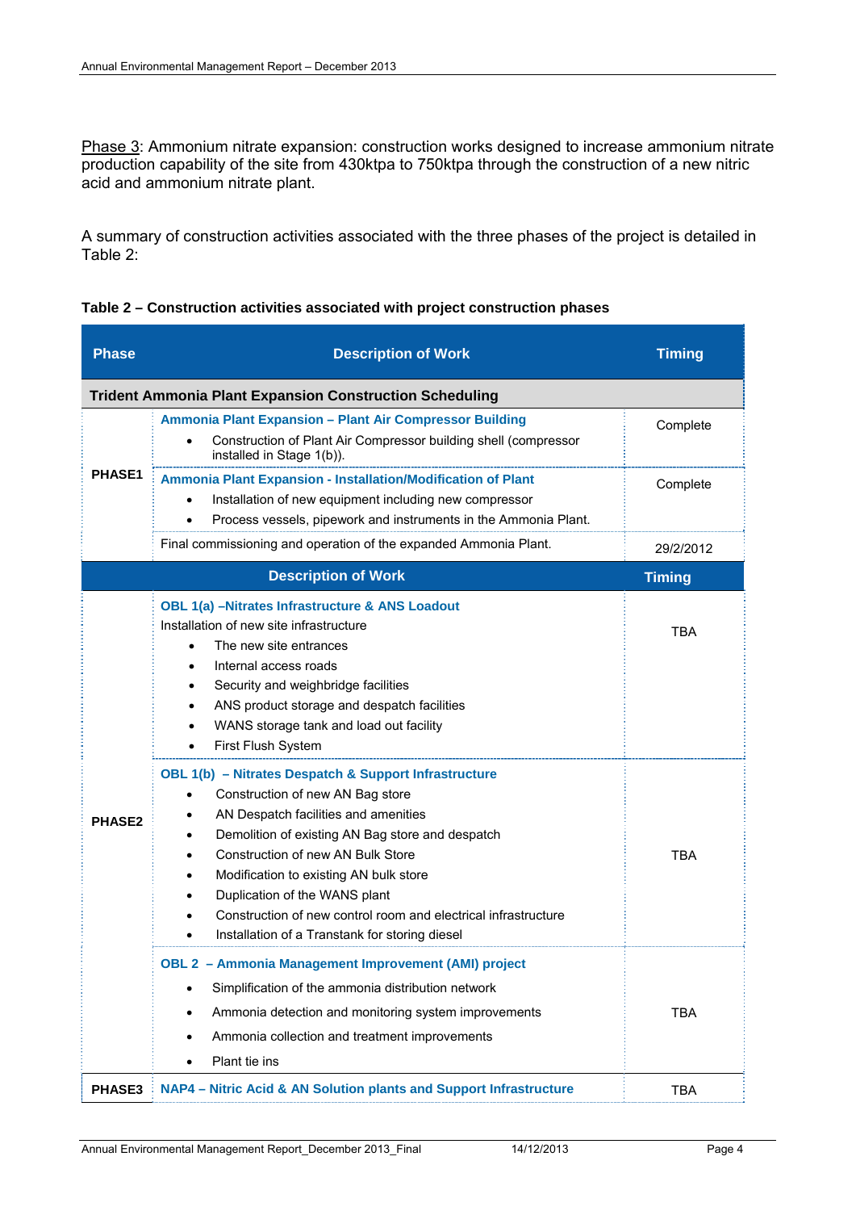Phase 3: Ammonium nitrate expansion: construction works designed to increase ammonium nitrate production capability of the site from 430ktpa to 750ktpa through the construction of a new nitric acid and ammonium nitrate plant.

A summary of construction activities associated with the three phases of the project is detailed in Table 2:

**Table 2 – Construction activities associated with project construction phases**

| Phase | Description of Work | Timing |
|---|---|---|
| **Trident Ammonia Plant Expansion Construction Scheduling** | | |
| PHASE1 | **Ammonia Plant Expansion – Plant Air Compressor Building**<br>• Construction of Plant Air Compressor building shell (compressor installed in Stage 1(b)). | Complete |
| | **Ammonia Plant Expansion - Installation/Modification of Plant**<br>• Installation of new equipment including new compressor<br>• Process vessels, pipework and instruments in the Ammonia Plant. | Complete |
| | Final commissioning and operation of the expanded Ammonia Plant. | 29/2/2012 |
| | **Description of Work** | **Timing** |
| PHASE2 | **OBL 1(a) –Nitrates Infrastructure & ANS Loadout**<br>Installation of new site infrastructure<br>• The new site entrances<br>• Internal access roads<br>• Security and weighbridge facilities<br>• ANS product storage and despatch facilities<br>• WANS storage tank and load out facility<br>• First Flush System | TBA |
| | **OBL 1(b) – Nitrates Despatch & Support Infrastructure**<br>• Construction of new AN Bag store<br>• AN Despatch facilities and amenities<br>• Demolition of existing AN Bag store and despatch<br>• Construction of new AN Bulk Store<br>• Modification to existing AN bulk store<br>• Duplication of the WANS plant<br>• Construction of new control room and electrical infrastructure<br>• Installation of a Transtank for storing diesel | TBA |
| | **OBL 2 – Ammonia Management Improvement (AMI) project**<br>• Simplification of the ammonia distribution network<br>• Ammonia detection and monitoring system improvements<br>• Ammonia collection and treatment improvements<br>• Plant tie ins | TBA |
| PHASE3 | **NAP4 – Nitric Acid & AN Solution plants and Support Infrastructure** | TBA |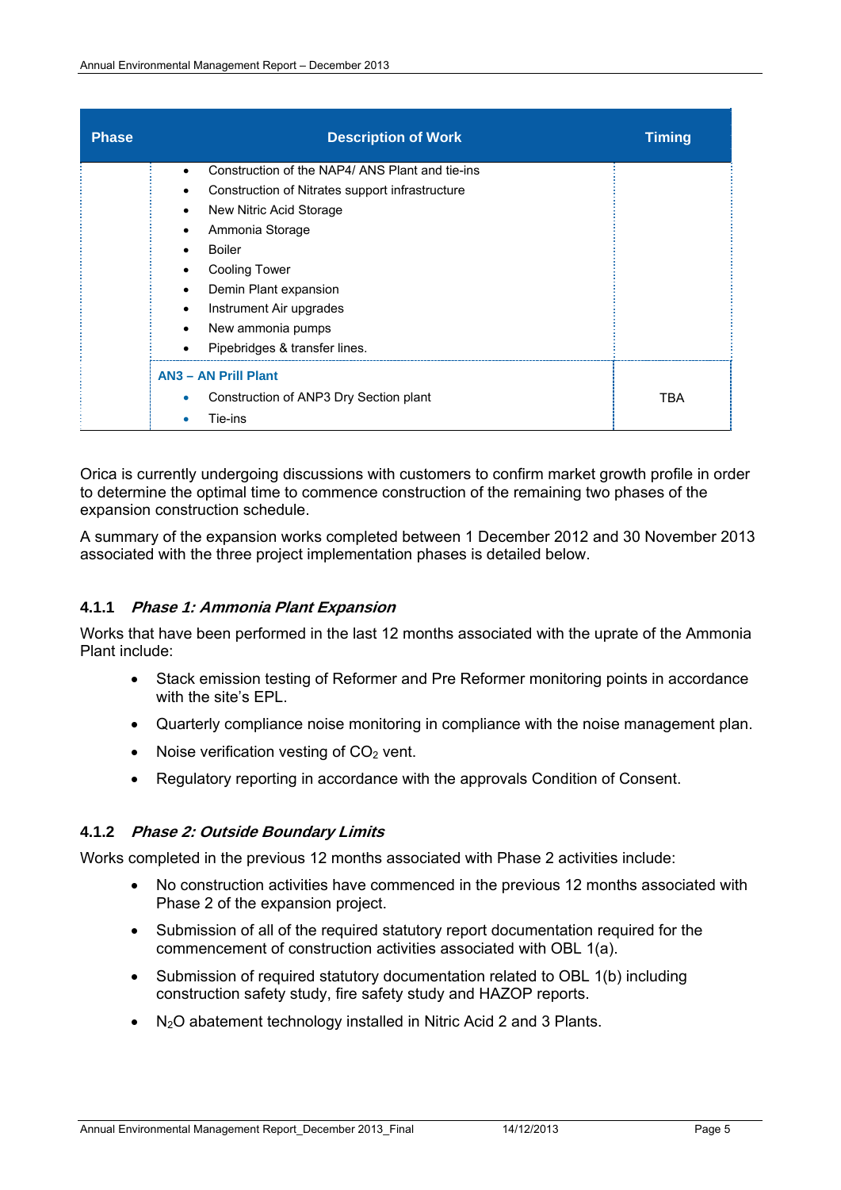| Phase | Description of Work | Timing |
|---|---|---|
| | • Construction of the NAP4/ ANS Plant and tie-ins<br>• Construction of Nitrates support infrastructure<br>• New Nitric Acid Storage<br>• Ammonia Storage<br>• Boiler<br>• Cooling Tower<br>• Demin Plant expansion<br>• Instrument Air upgrades<br>• New ammonia pumps<br>• Pipebridges & transfer lines. | |
| | **AN3 – AN Prill Plant**<br>• Construction of ANP3 Dry Section plant<br>• Tie-ins | TBA |

Orica is currently undergoing discussions with customers to confirm market growth profile in order to determine the optimal time to commence construction of the remaining two phases of the expansion construction schedule.

A summary of the expansion works completed between 1 December 2012 and 30 November 2013 associated with the three project implementation phases is detailed below.

### 4.1.1 *Phase 1: Ammonia Plant Expansion*

Works that have been performed in the last 12 months associated with the uprate of the Ammonia Plant include:

- Stack emission testing of Reformer and Pre Reformer monitoring points in accordance with the site's EPL.
- Quarterly compliance noise monitoring in compliance with the noise management plan.
- Noise verification vesting of $CO_2$ vent.
- Regulatory reporting in accordance with the approvals Condition of Consent.

### 4.1.2 *Phase 2: Outside Boundary Limits*

Works completed in the previous 12 months associated with Phase 2 activities include:

- No construction activities have commenced in the previous 12 months associated with Phase 2 of the expansion project.
- Submission of all of the required statutory report documentation required for the commencement of construction activities associated with OBL 1(a).
- Submission of required statutory documentation related to OBL 1(b) including construction safety study, fire safety study and HAZOP reports.
- $N_2O$ abatement technology installed in Nitric Acid 2 and 3 Plants.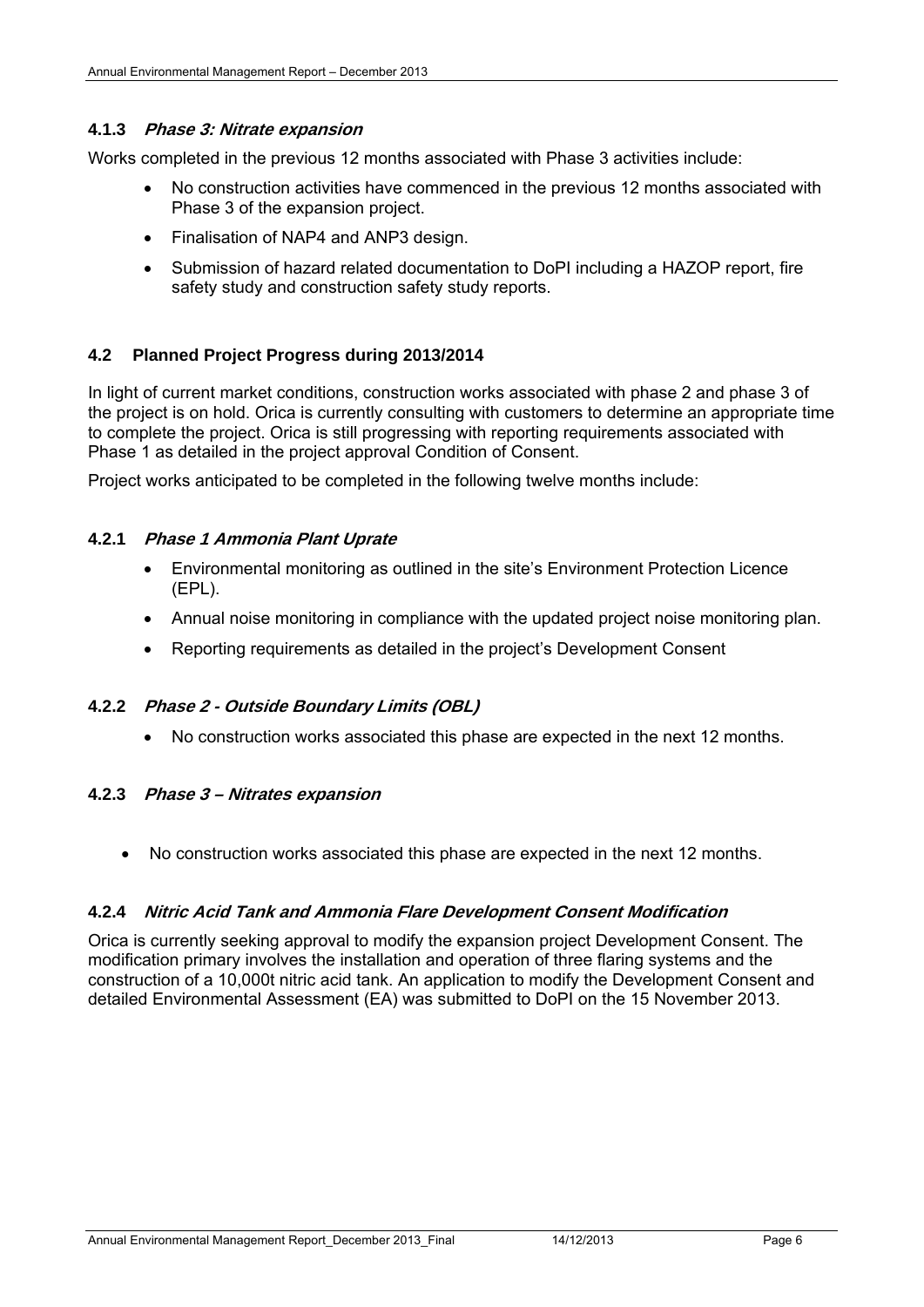#### 4.1.3 *Phase 3: Nitrate expansion*

Works completed in the previous 12 months associated with Phase 3 activities include:

- No construction activities have commenced in the previous 12 months associated with Phase 3 of the expansion project.
- Finalisation of NAP4 and ANP3 design.
- Submission of hazard related documentation to DoPI including a HAZOP report, fire safety study and construction safety study reports.

### 4.2 Planned Project Progress during 2013/2014

In light of current market conditions, construction works associated with phase 2 and phase 3 of the project is on hold. Orica is currently consulting with customers to determine an appropriate time to complete the project. Orica is still progressing with reporting requirements associated with Phase 1 as detailed in the project approval Condition of Consent.

Project works anticipated to be completed in the following twelve months include:

#### 4.2.1 *Phase 1 Ammonia Plant Uprate*

- Environmental monitoring as outlined in the site's Environment Protection Licence (EPL).
- Annual noise monitoring in compliance with the updated project noise monitoring plan.
- Reporting requirements as detailed in the project's Development Consent

#### 4.2.2 *Phase 2 - Outside Boundary Limits (OBL)*

- No construction works associated this phase are expected in the next 12 months.

#### 4.2.3 *Phase 3 – Nitrates expansion*

- No construction works associated this phase are expected in the next 12 months.

#### 4.2.4 *Nitric Acid Tank and Ammonia Flare Development Consent Modification*

Orica is currently seeking approval to modify the expansion project Development Consent. The modification primary involves the installation and operation of three flaring systems and the construction of a 10,000t nitric acid tank. An application to modify the Development Consent and detailed Environmental Assessment (EA) was submitted to DoPI on the 15 November 2013.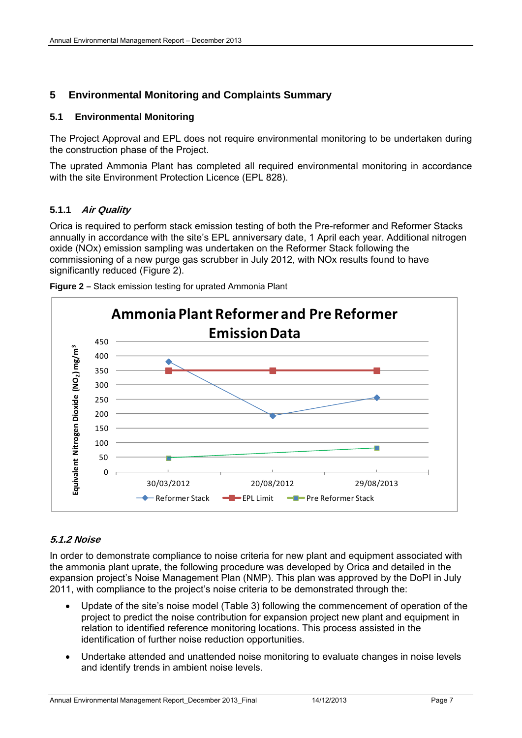# 5 Environmental Monitoring and Complaints Summary

## 5.1 Environmental Monitoring

The Project Approval and EPL does not require environmental monitoring to be undertaken during the construction phase of the Project.

The uprated Ammonia Plant has completed all required environmental monitoring in accordance with the site Environment Protection Licence (EPL 828).

### 5.1.1 *Air Quality*

Orica is required to perform stack emission testing of both the Pre-reformer and Reformer Stacks annually in accordance with the site's EPL anniversary date, 1 April each year. Additional nitrogen oxide (NOx) emission sampling was undertaken on the Reformer Stack following the commissioning of a new purge gas scrubber in July 2012, with NOx results found to have significantly reduced (Figure 2).

**Figure 2 –** Stack emission testing for uprated Ammonia Plant

### *5.1.2 Noise*

In order to demonstrate compliance to noise criteria for new plant and equipment associated with the ammonia plant uprate, the following procedure was developed by Orica and detailed in the expansion project's Noise Management Plan (NMP). This plan was approved by the DoPI in July 2011, with compliance to the project's noise criteria to be demonstrated through the:

- Update of the site's noise model (Table 3) following the commencement of operation of the project to predict the noise contribution for expansion project new plant and equipment in relation to identified reference monitoring locations. This process assisted in the identification of further noise reduction opportunities.
- Undertake attended and unattended noise monitoring to evaluate changes in noise levels and identify trends in ambient noise levels.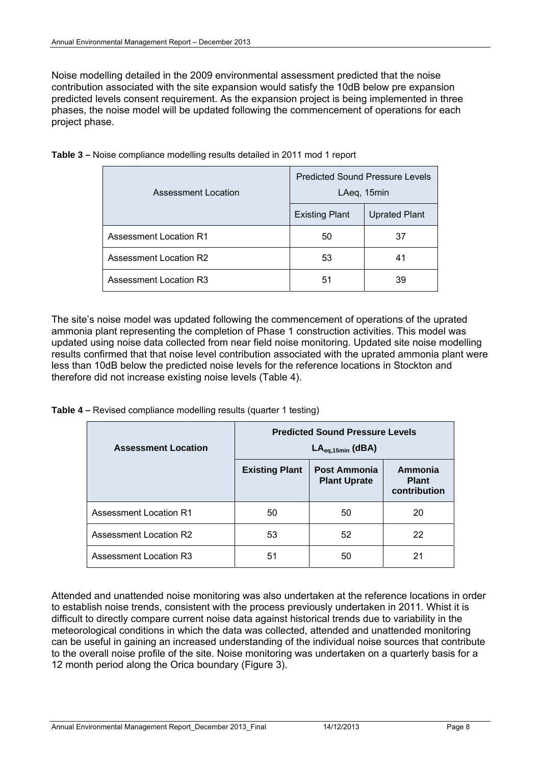Noise modelling detailed in the 2009 environmental assessment predicted that the noise contribution associated with the site expansion would satisfy the 10dB below pre expansion predicted levels consent requirement. As the expansion project is being implemented in three phases, the noise model will be updated following the commencement of operations for each project phase.

**Table 3 –** Noise compliance modelling results detailed in 2011 mod 1 report

| Assessment Location | Predicted Sound Pressure Levels LAeq, 15min | |
|---|---|---|
| | Existing Plant | Uprated Plant |
| Assessment Location R1 | 50 | 37 |
| Assessment Location R2 | 53 | 41 |
| Assessment Location R3 | 51 | 39 |

The site's noise model was updated following the commencement of operations of the uprated ammonia plant representing the completion of Phase 1 construction activities. This model was updated using noise data collected from near field noise monitoring. Updated site noise modelling results confirmed that that noise level contribution associated with the uprated ammonia plant were less than 10dB below the predicted noise levels for the reference locations in Stockton and therefore did not increase existing noise levels (Table 4).

**Table 4 –** Revised compliance modelling results (quarter 1 testing)

| **Assessment Location** | **Predicted Sound Pressure Levels $LA_{eq,15min}$ (dBA)** | | |
|---|---|---|---|
| | **Existing Plant** | **Post Ammonia Plant Uprate** | **Ammonia Plant contribution** |
| Assessment Location R1 | 50 | 50 | 20 |
| Assessment Location R2 | 53 | 52 | 22 |
| Assessment Location R3 | 51 | 50 | 21 |

Attended and unattended noise monitoring was also undertaken at the reference locations in order to establish noise trends, consistent with the process previously undertaken in 2011. Whilst it is difficult to directly compare current noise data against historical trends due to variability in the meteorological conditions in which the data was collected, attended and unattended monitoring can be useful in gaining an increased understanding of the individual noise sources that contribute to the overall noise profile of the site. Noise monitoring was undertaken on a quarterly basis for a 12 month period along the Orica boundary (Figure 3).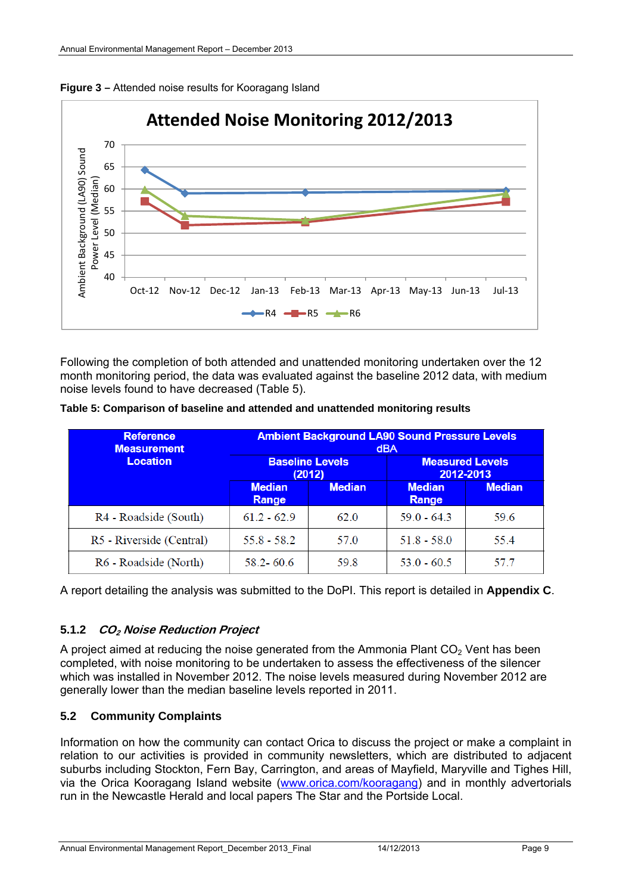**Figure 3 –** Attended noise results for Kooragang Island

Following the completion of both attended and unattended monitoring undertaken over the 12 month monitoring period, the data was evaluated against the baseline 2012 data, with medium noise levels found to have decreased (Table 5).

**Table 5: Comparison of baseline and attended and unattended monitoring results**

| Reference Measurement Location | Ambient Background LA90 Sound Pressure Levels dBA | | | |
|---|---|---|---|---|
| | Baseline Levels (2012) | | Measured Levels 2012-2013 | |
| | Median Range | Median | Median Range | Median |
| R4 - Roadside (South) | 61.2 - 62.9 | 62.0 | 59.0 - 64.3 | 59.6 |
| R5 - Riverside (Central) | 55.8 - 58.2 | 57.0 | 51.8 - 58.0 | 55.4 |
| R6 - Roadside (North) | 58.2- 60.6 | 59.8 | 53.0 - 60.5 | 57.7 |

A report detailing the analysis was submitted to the DoPI. This report is detailed in **Appendix C**.

### 5.1.2 *$CO_2$ Noise Reduction Project*

A project aimed at reducing the noise generated from the Ammonia Plant $CO_2$ Vent has been completed, with noise monitoring to be undertaken to assess the effectiveness of the silencer which was installed in November 2012. The noise levels measured during November 2012 are generally lower than the median baseline levels reported in 2011.

## 5.2 Community Complaints

Information on how the community can contact Orica to discuss the project or make a complaint in relation to our activities is provided in community newsletters, which are distributed to adjacent suburbs including Stockton, Fern Bay, Carrington, and areas of Mayfield, Maryville and Tighes Hill, via the Orica Kooragang Island website (www.orica.com/kooragang) and in monthly advertorials run in the Newcastle Herald and local papers The Star and the Portside Local.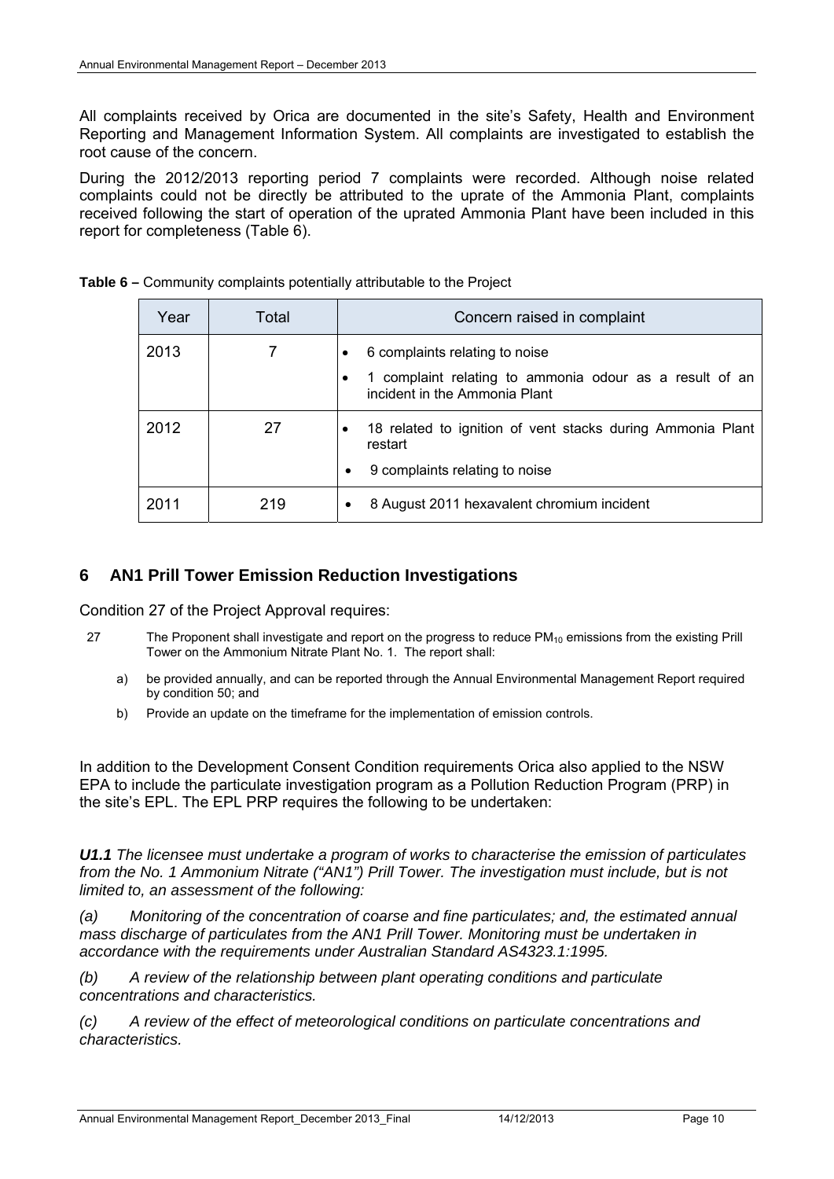All complaints received by Orica are documented in the site's Safety, Health and Environment Reporting and Management Information System. All complaints are investigated to establish the root cause of the concern.

During the 2012/2013 reporting period 7 complaints were recorded. Although noise related complaints could not be directly be attributed to the uprate of the Ammonia Plant, complaints received following the start of operation of the uprated Ammonia Plant have been included in this report for completeness (Table 6).

**Table 6 –** Community complaints potentially attributable to the Project

| Year | Total | Concern raised in complaint |
|---|---|---|
| 2013 | 7 | • 6 complaints relating to noise<br>• 1 complaint relating to ammonia odour as a result of an incident in the Ammonia Plant |
| 2012 | 27 | • 18 related to ignition of vent stacks during Ammonia Plant restart<br>• 9 complaints relating to noise |
| 2011 | 219 | • 8 August 2011 hexavalent chromium incident |

## 6 AN1 Prill Tower Emission Reduction Investigations

Condition 27 of the Project Approval requires:

27 The Proponent shall investigate and report on the progress to reduce $PM_{10}$ emissions from the existing Prill Tower on the Ammonium Nitrate Plant No. 1. The report shall:

a) be provided annually, and can be reported through the Annual Environmental Management Report required by condition 50; and

b) Provide an update on the timeframe for the implementation of emission controls.

In addition to the Development Consent Condition requirements Orica also applied to the NSW EPA to include the particulate investigation program as a Pollution Reduction Program (PRP) in the site's EPL. The EPL PRP requires the following to be undertaken:

***U1.1*** *The licensee must undertake a program of works to characterise the emission of particulates from the No. 1 Ammonium Nitrate ("AN1") Prill Tower. The investigation must include, but is not limited to, an assessment of the following:*

*(a) Monitoring of the concentration of coarse and fine particulates; and, the estimated annual mass discharge of particulates from the AN1 Prill Tower. Monitoring must be undertaken in accordance with the requirements under Australian Standard AS4323.1:1995.*

*(b) A review of the relationship between plant operating conditions and particulate concentrations and characteristics.*

*(c) A review of the effect of meteorological conditions on particulate concentrations and characteristics.*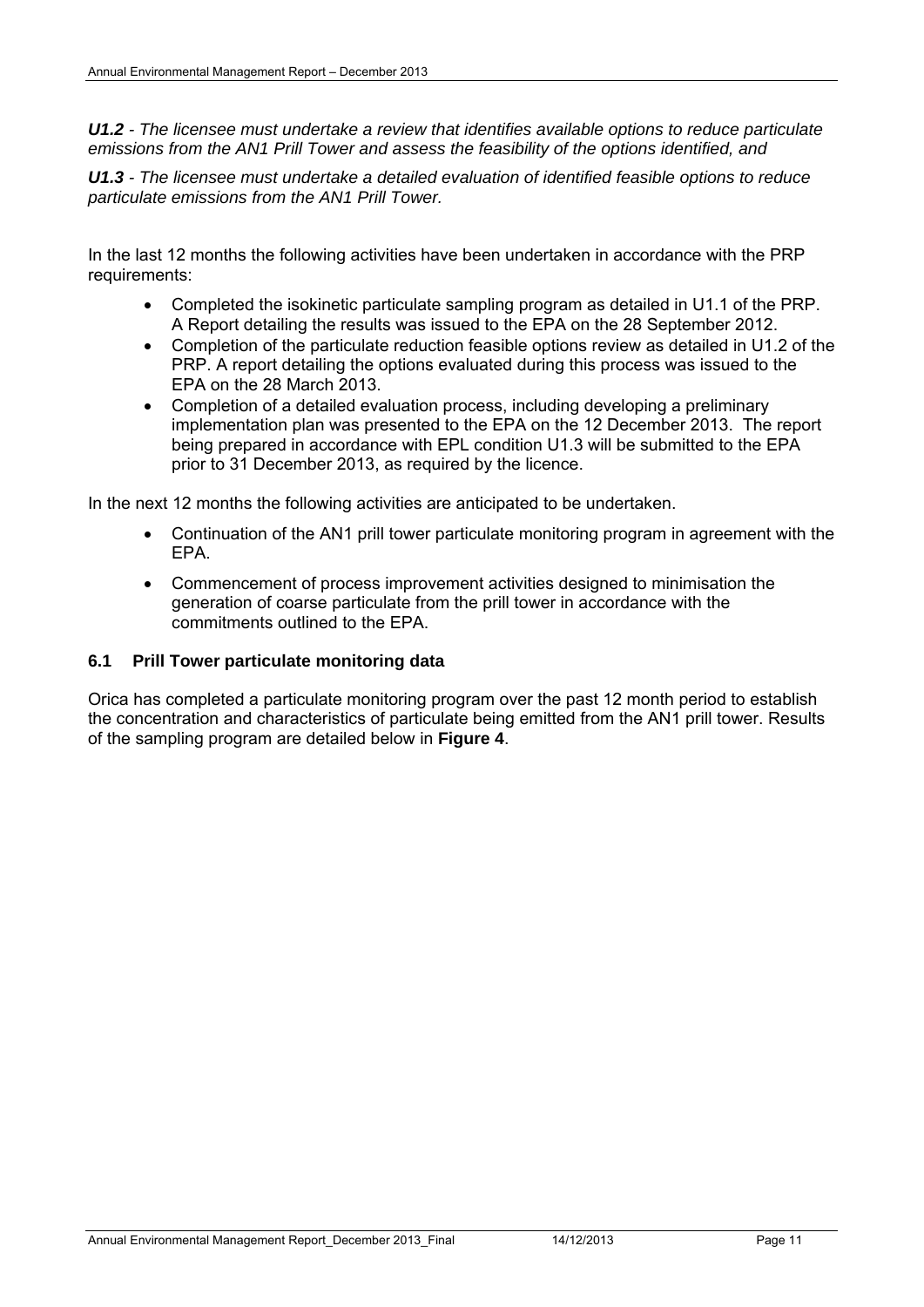***U1.2*** *- The licensee must undertake a review that identifies available options to reduce particulate emissions from the AN1 Prill Tower and assess the feasibility of the options identified, and*

***U1.3*** *- The licensee must undertake a detailed evaluation of identified feasible options to reduce particulate emissions from the AN1 Prill Tower.*

In the last 12 months the following activities have been undertaken in accordance with the PRP requirements:

- Completed the isokinetic particulate sampling program as detailed in U1.1 of the PRP. A Report detailing the results was issued to the EPA on the 28 September 2012.
- Completion of the particulate reduction feasible options review as detailed in U1.2 of the PRP. A report detailing the options evaluated during this process was issued to the EPA on the 28 March 2013.
- Completion of a detailed evaluation process, including developing a preliminary implementation plan was presented to the EPA on the 12 December 2013. The report being prepared in accordance with EPL condition U1.3 will be submitted to the EPA prior to 31 December 2013, as required by the licence.

In the next 12 months the following activities are anticipated to be undertaken.

- Continuation of the AN1 prill tower particulate monitoring program in agreement with the EPA.
- Commencement of process improvement activities designed to minimisation the generation of coarse particulate from the prill tower in accordance with the commitments outlined to the EPA.

### 6.1 Prill Tower particulate monitoring data

Orica has completed a particulate monitoring program over the past 12 month period to establish the concentration and characteristics of particulate being emitted from the AN1 prill tower. Results of the sampling program are detailed below in **Figure 4**.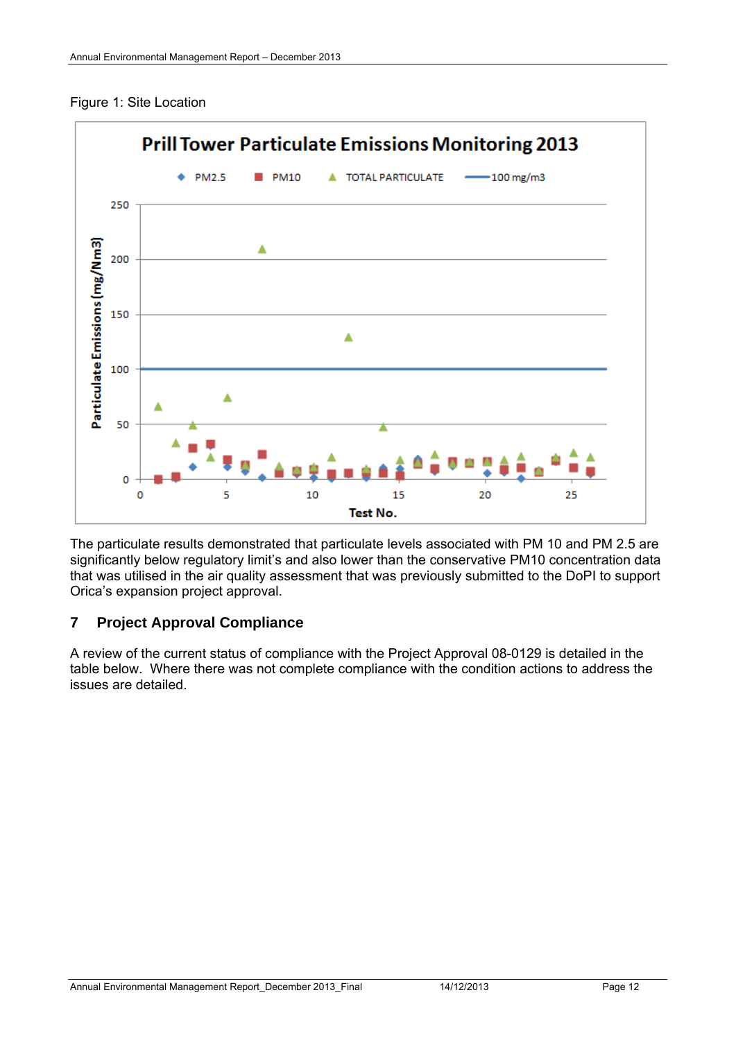Figure 1: Site Location

The particulate results demonstrated that particulate levels associated with PM 10 and PM 2.5 are significantly below regulatory limit's and also lower than the conservative PM10 concentration data that was utilised in the air quality assessment that was previously submitted to the DoPI to support Orica's expansion project approval.

## 7 Project Approval Compliance

A review of the current status of compliance with the Project Approval 08-0129 is detailed in the table below. Where there was not complete compliance with the condition actions to address the issues are detailed.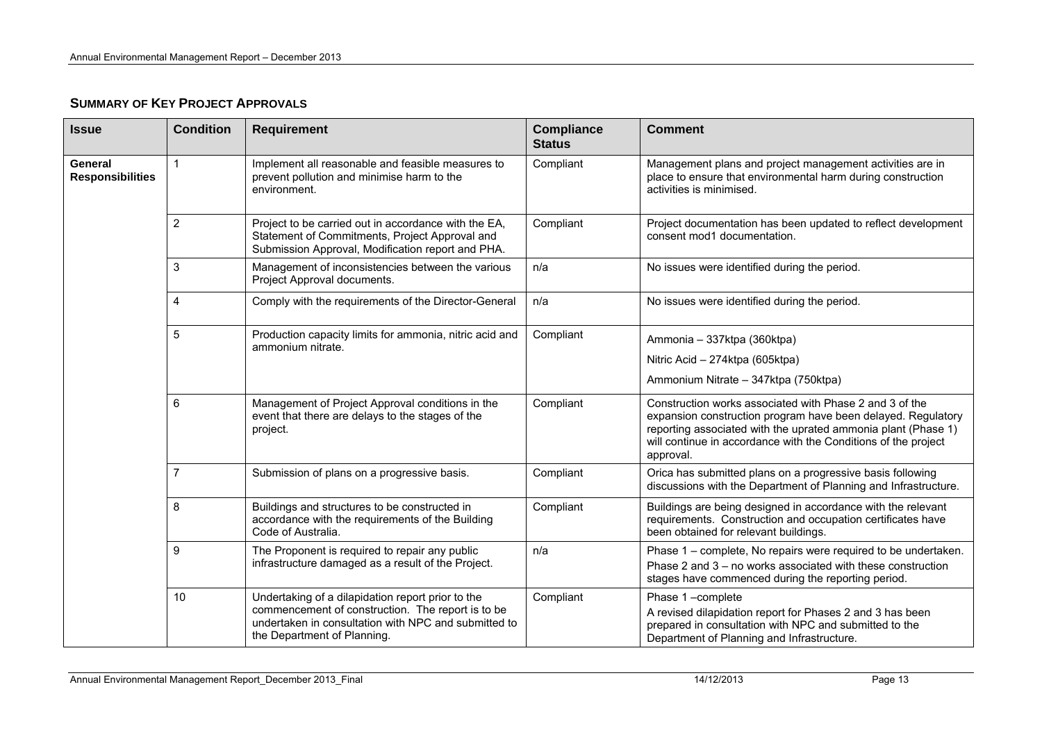## Summary of Key Project Approvals

| Issue | Condition | Requirement | Compliance Status | Comment |
|---|---|---|---|---|
| **General Responsibilities** | 1 | Implement all reasonable and feasible measures to prevent pollution and minimise harm to the environment. | Compliant | Management plans and project management activities are in place to ensure that environmental harm during construction activities is minimised. |
| | 2 | Project to be carried out in accordance with the EA, Statement of Commitments, Project Approval and Submission Approval, Modification report and PHA. | Compliant | Project documentation has been updated to reflect development consent mod1 documentation. |
| | 3 | Management of inconsistencies between the various Project Approval documents. | n/a | No issues were identified during the period. |
| | 4 | Comply with the requirements of the Director-General | n/a | No issues were identified during the period. |
| | 5 | Production capacity limits for ammonia, nitric acid and ammonium nitrate. | Compliant | Ammonia – 337ktpa (360ktpa)<br>Nitric Acid – 274ktpa (605ktpa)<br>Ammonium Nitrate – 347ktpa (750ktpa) |
| | 6 | Management of Project Approval conditions in the event that there are delays to the stages of the project. | Compliant | Construction works associated with Phase 2 and 3 of the expansion construction program have been delayed. Regulatory reporting associated with the uprated ammonia plant (Phase 1) will continue in accordance with the Conditions of the project approval. |
| | 7 | Submission of plans on a progressive basis. | Compliant | Orica has submitted plans on a progressive basis following discussions with the Department of Planning and Infrastructure. |
| | 8 | Buildings and structures to be constructed in accordance with the requirements of the Building Code of Australia. | Compliant | Buildings are being designed in accordance with the relevant requirements. Construction and occupation certificates have been obtained for relevant buildings. |
| | 9 | The Proponent is required to repair any public infrastructure damaged as a result of the Project. | n/a | Phase 1 – complete, No repairs were required to be undertaken.<br>Phase 2 and 3 – no works associated with these construction stages have commenced during the reporting period. |
| | 10 | Undertaking of a dilapidation report prior to the commencement of construction. The report is to be undertaken in consultation with NPC and submitted to the Department of Planning. | Compliant | Phase 1 –complete<br>A revised dilapidation report for Phases 2 and 3 has been prepared in consultation with NPC and submitted to the Department of Planning and Infrastructure. |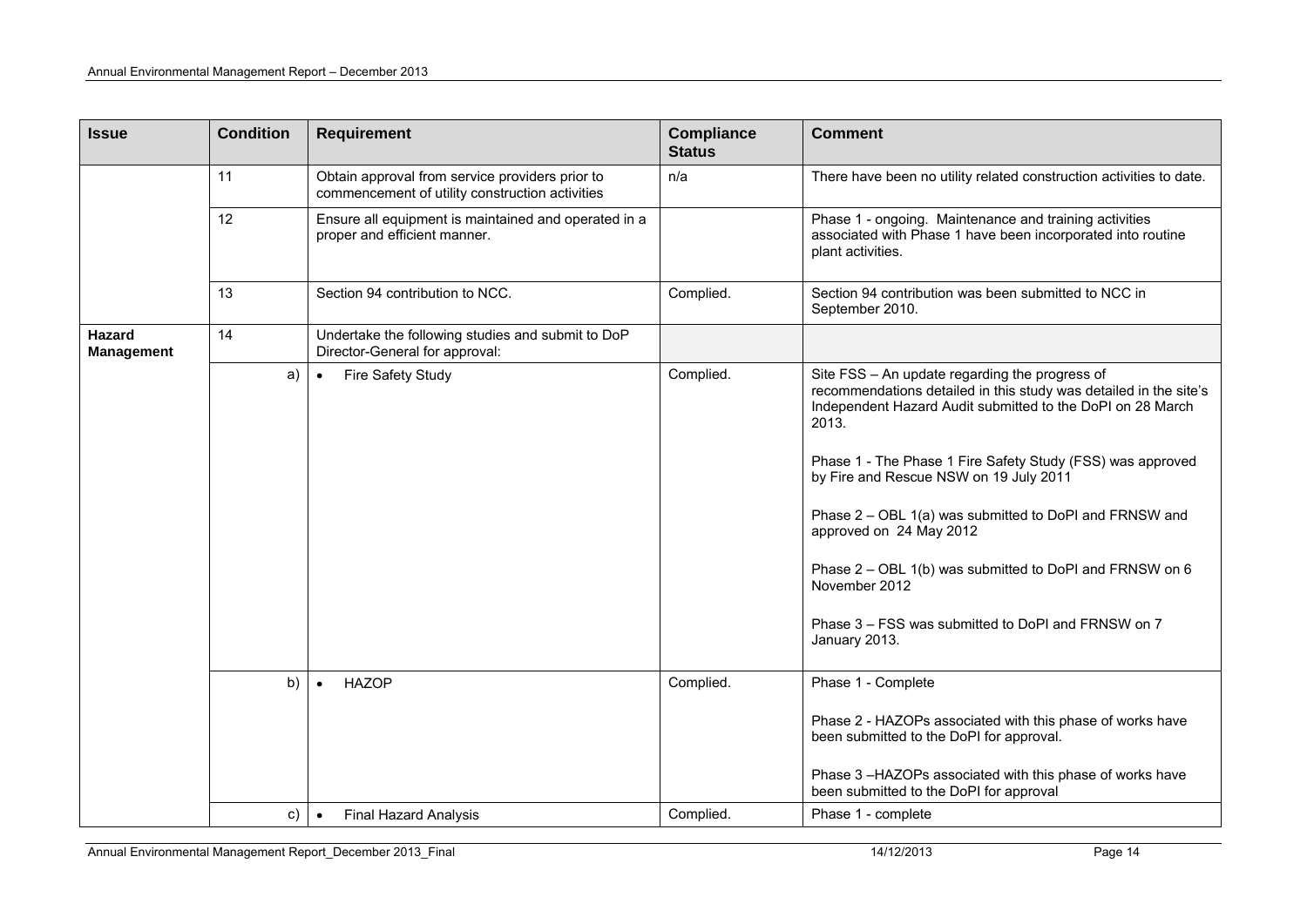| Issue | Condition | Requirement | Compliance Status | Comment |
|---|---|---|---|---|
| | 11 | Obtain approval from service providers prior to commencement of utility construction activities | n/a | There have been no utility related construction activities to date. |
| | 12 | Ensure all equipment is maintained and operated in a proper and efficient manner. | | Phase 1 - ongoing. Maintenance and training activities associated with Phase 1 have been incorporated into routine plant activities. |
| | 13 | Section 94 contribution to NCC. | Complied. | Section 94 contribution was been submitted to NCC in September 2010. |
| **Hazard Management** | 14 | Undertake the following studies and submit to DoP Director-General for approval: | | |
| | a) | • Fire Safety Study | Complied. | Site FSS – An update regarding the progress of recommendations detailed in this study was detailed in the site's Independent Hazard Audit submitted to the DoPI on 28 March 2013.<br><br>Phase 1 - The Phase 1 Fire Safety Study (FSS) was approved by Fire and Rescue NSW on 19 July 2011<br><br>Phase 2 – OBL 1(a) was submitted to DoPI and FRNSW and approved on 24 May 2012<br><br>Phase 2 – OBL 1(b) was submitted to DoPI and FRNSW on 6 November 2012<br><br>Phase 3 – FSS was submitted to DoPI and FRNSW on 7 January 2013. |
| | b) | • HAZOP | Complied. | Phase 1 - Complete<br><br>Phase 2 - HAZOPs associated with this phase of works have been submitted to the DoPI for approval.<br><br>Phase 3 –HAZOPs associated with this phase of works have been submitted to the DoPI for approval |
| | c) | • Final Hazard Analysis | Complied. | Phase 1 - complete |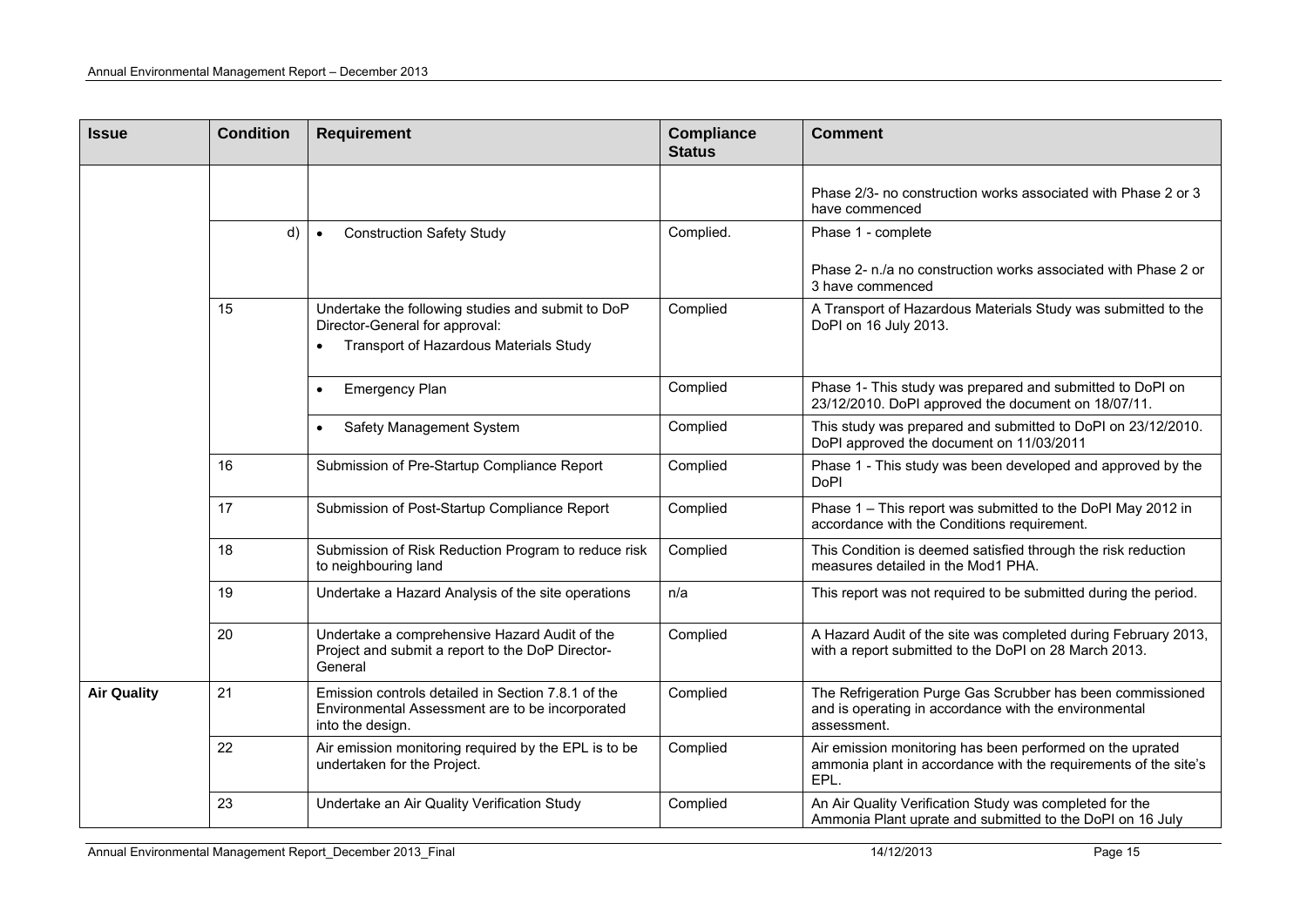| Issue | Condition | Requirement | Compliance Status | Comment |
|---|---|---|---|---|
| | | | | Phase 2/3- no construction works associated with Phase 2 or 3 have commenced |
| | d) | • Construction Safety Study | Complied. | Phase 1 - complete<br><br>Phase 2- n./a no construction works associated with Phase 2 or 3 have commenced |
| | 15 | Undertake the following studies and submit to DoP Director-General for approval:<br>• Transport of Hazardous Materials Study | Complied | A Transport of Hazardous Materials Study was submitted to the DoPI on 16 July 2013. |
| | | • Emergency Plan | Complied | Phase 1- This study was prepared and submitted to DoPI on 23/12/2010. DoPI approved the document on 18/07/11. |
| | | • Safety Management System | Complied | This study was prepared and submitted to DoPI on 23/12/2010. DoPI approved the document on 11/03/2011 |
| | 16 | Submission of Pre-Startup Compliance Report | Complied | Phase 1 - This study was been developed and approved by the DoPI |
| | 17 | Submission of Post-Startup Compliance Report | Complied | Phase 1 – This report was submitted to the DoPI May 2012 in accordance with the Conditions requirement. |
| | 18 | Submission of Risk Reduction Program to reduce risk to neighbouring land | Complied | This Condition is deemed satisfied through the risk reduction measures detailed in the Mod1 PHA. |
| | 19 | Undertake a Hazard Analysis of the site operations | n/a | This report was not required to be submitted during the period. |
| | 20 | Undertake a comprehensive Hazard Audit of the Project and submit a report to the DoP Director-General | Complied | A Hazard Audit of the site was completed during February 2013, with a report submitted to the DoPI on 28 March 2013. |
| **Air Quality** | 21 | Emission controls detailed in Section 7.8.1 of the Environmental Assessment are to be incorporated into the design. | Complied | The Refrigeration Purge Gas Scrubber has been commissioned and is operating in accordance with the environmental assessment. |
| | 22 | Air emission monitoring required by the EPL is to be undertaken for the Project. | Complied | Air emission monitoring has been performed on the uprated ammonia plant in accordance with the requirements of the site's EPL. |
| | 23 | Undertake an Air Quality Verification Study | Complied | An Air Quality Verification Study was completed for the Ammonia Plant uprate and submitted to the DoPI on 16 July |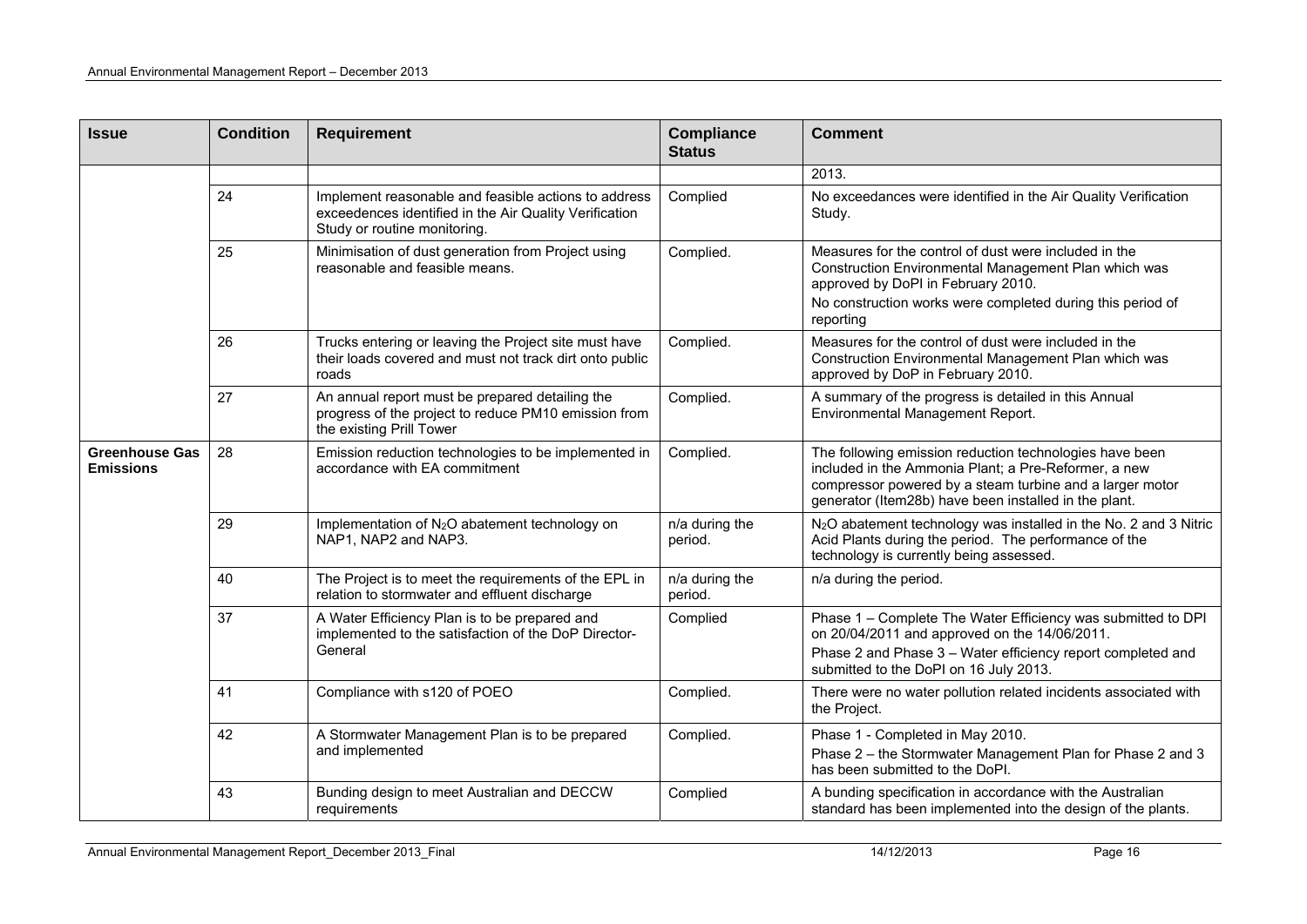| Issue | Condition | Requirement | Compliance Status | Comment |
|---|---|---|---|---|
| | | | | 2013. |
| | 24 | Implement reasonable and feasible actions to address exceedences identified in the Air Quality Verification Study or routine monitoring. | Complied | No exceedances were identified in the Air Quality Verification Study. |
| | 25 | Minimisation of dust generation from Project using reasonable and feasible means. | Complied. | Measures for the control of dust were included in the Construction Environmental Management Plan which was approved by DoPI in February 2010.<br>No construction works were completed during this period of reporting |
| | 26 | Trucks entering or leaving the Project site must have their loads covered and must not track dirt onto public roads | Complied. | Measures for the control of dust were included in the Construction Environmental Management Plan which was approved by DoP in February 2010. |
| | 27 | An annual report must be prepared detailing the progress of the project to reduce PM10 emission from the existing Prill Tower | Complied. | A summary of the progress is detailed in this Annual Environmental Management Report. |
| **Greenhouse Gas Emissions** | 28 | Emission reduction technologies to be implemented in accordance with EA commitment | Complied. | The following emission reduction technologies have been included in the Ammonia Plant; a Pre-Reformer, a new compressor powered by a steam turbine and a larger motor generator (Item28b) have been installed in the plant. |
| | 29 | Implementation of $N_2O$ abatement technology on NAP1, NAP2 and NAP3. | n/a during the period. | $N_2O$ abatement technology was installed in the No. 2 and 3 Nitric Acid Plants during the period. The performance of the technology is currently being assessed. |
| | 40 | The Project is to meet the requirements of the EPL in relation to stormwater and effluent discharge | n/a during the period. | n/a during the period. |
| | 37 | A Water Efficiency Plan is to be prepared and implemented to the satisfaction of the DoP Director-General | Complied | Phase 1 – Complete The Water Efficiency was submitted to DPI on 20/04/2011 and approved on the 14/06/2011.<br>Phase 2 and Phase 3 – Water efficiency report completed and submitted to the DoPI on 16 July 2013. |
| | 41 | Compliance with s120 of POEO | Complied. | There were no water pollution related incidents associated with the Project. |
| | 42 | A Stormwater Management Plan is to be prepared and implemented | Complied. | Phase 1 - Completed in May 2010.<br>Phase 2 – the Stormwater Management Plan for Phase 2 and 3 has been submitted to the DoPI. |
| | 43 | Bunding design to meet Australian and DECCW requirements | Complied | A bunding specification in accordance with the Australian standard has been implemented into the design of the plants. |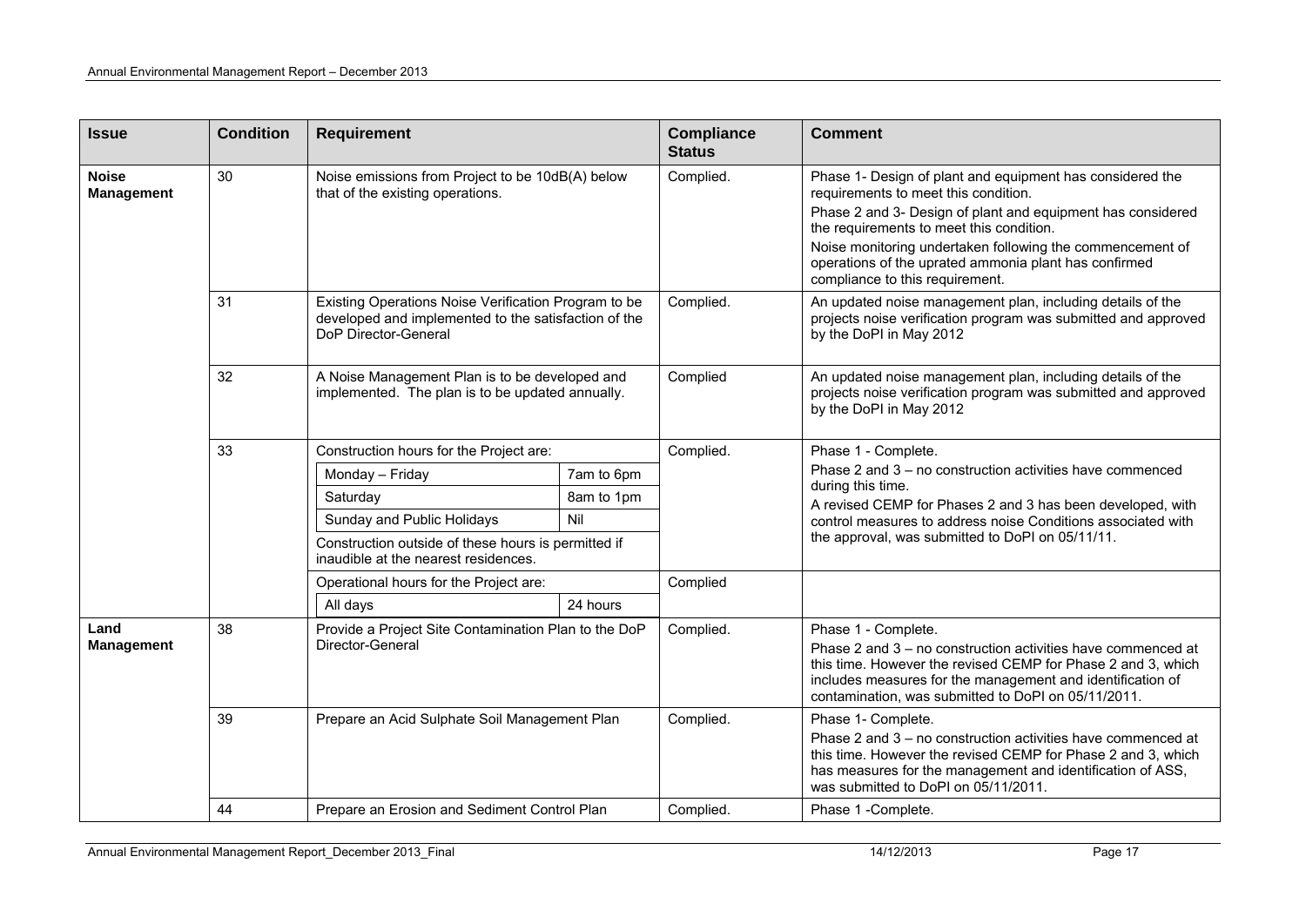| Issue | Condition | Requirement | Compliance Status | Comment |
|---|---|---|---|---|
| **Noise Management** | 30 | Noise emissions from Project to be 10dB(A) below that of the existing operations. | Complied. | Phase 1- Design of plant and equipment has considered the requirements to meet this condition.<br>Phase 2 and 3- Design of plant and equipment has considered the requirements to meet this condition.<br>Noise monitoring undertaken following the commencement of operations of the uprated ammonia plant has confirmed compliance to this requirement. |
| | 31 | Existing Operations Noise Verification Program to be developed and implemented to the satisfaction of the DoP Director-General | Complied. | An updated noise management plan, including details of the projects noise verification program was submitted and approved by the DoPI in May 2012 |
| | 32 | A Noise Management Plan is to be developed and implemented. The plan is to be updated annually. | Complied | An updated noise management plan, including details of the projects noise verification program was submitted and approved by the DoPI in May 2012 |
| | 33 | Construction hours for the Project are:<br>Monday – Friday: 7am to 6pm<br>Saturday: 8am to 1pm<br>Sunday and Public Holidays: Nil<br>Construction outside of these hours is permitted if inaudible at the nearest residences. | Complied. | Phase 1 - Complete.<br>Phase 2 and 3 – no construction activities have commenced during this time.<br>A revised CEMP for Phases 2 and 3 has been developed, with control measures to address noise Conditions associated with the approval, was submitted to DoPI on 05/11/11. |
| | | Operational hours for the Project are:<br>All days: 24 hours | Complied | |
| **Land Management** | 38 | Provide a Project Site Contamination Plan to the DoP Director-General | Complied. | Phase 1 - Complete.<br>Phase 2 and 3 – no construction activities have commenced at this time. However the revised CEMP for Phase 2 and 3, which includes measures for the management and identification of contamination, was submitted to DoPI on 05/11/2011. |
| | 39 | Prepare an Acid Sulphate Soil Management Plan | Complied. | Phase 1- Complete.<br>Phase 2 and 3 – no construction activities have commenced at this time. However the revised CEMP for Phase 2 and 3, which has measures for the management and identification of ASS, was submitted to DoPI on 05/11/2011. |
| | 44 | Prepare an Erosion and Sediment Control Plan | Complied. | Phase 1 -Complete. |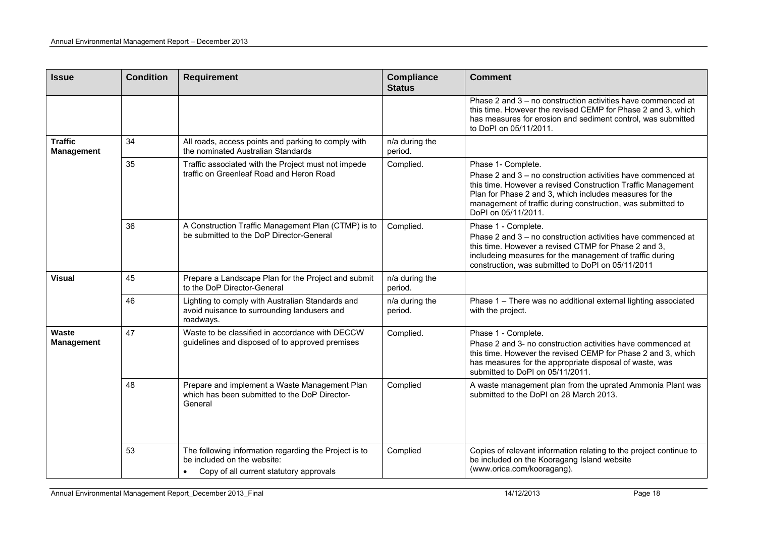| Issue | Condition | Requirement | Compliance Status | Comment |
|---|---|---|---|---|
| | | | | Phase 2 and 3 – no construction activities have commenced at this time. However the revised CEMP for Phase 2 and 3, which has measures for erosion and sediment control, was submitted to DoPI on 05/11/2011. |
| **Traffic Management** | 34 | All roads, access points and parking to comply with the nominated Australian Standards | n/a during the period. | |
| | 35 | Traffic associated with the Project must not impede traffic on Greenleaf Road and Heron Road | Complied. | Phase 1- Complete.<br>Phase 2 and 3 – no construction activities have commenced at this time. However a revised Construction Traffic Management Plan for Phase 2 and 3, which includes measures for the management of traffic during construction, was submitted to DoPI on 05/11/2011. |
| | 36 | A Construction Traffic Management Plan (CTMP) is to be submitted to the DoP Director-General | Complied. | Phase 1 - Complete.<br>Phase 2 and 3 – no construction activities have commenced at this time. However a revised CTMP for Phase 2 and 3, includeing measures for the management of traffic during construction, was submitted to DoPI on 05/11/2011 |
| **Visual** | 45 | Prepare a Landscape Plan for the Project and submit to the DoP Director-General | n/a during the period. | |
| | 46 | Lighting to comply with Australian Standards and avoid nuisance to surrounding landusers and roadways. | n/a during the period. | Phase 1 – There was no additional external lighting associated with the project. |
| **Waste Management** | 47 | Waste to be classified in accordance with DECCW guidelines and disposed of to approved premises | Complied. | Phase 1 - Complete.<br>Phase 2 and 3- no construction activities have commenced at this time. However the revised CEMP for Phase 2 and 3, which has measures for the appropriate disposal of waste, was submitted to DoPI on 05/11/2011. |
| | 48 | Prepare and implement a Waste Management Plan which has been submitted to the DoP Director-General | Complied | A waste management plan from the uprated Ammonia Plant was submitted to the DoPI on 28 March 2013. |
| | 53 | The following information regarding the Project is to be included on the website:<br>• Copy of all current statutory approvals | Complied | Copies of relevant information relating to the project continue to be included on the Kooragang Island website (www.orica.com/kooragang). |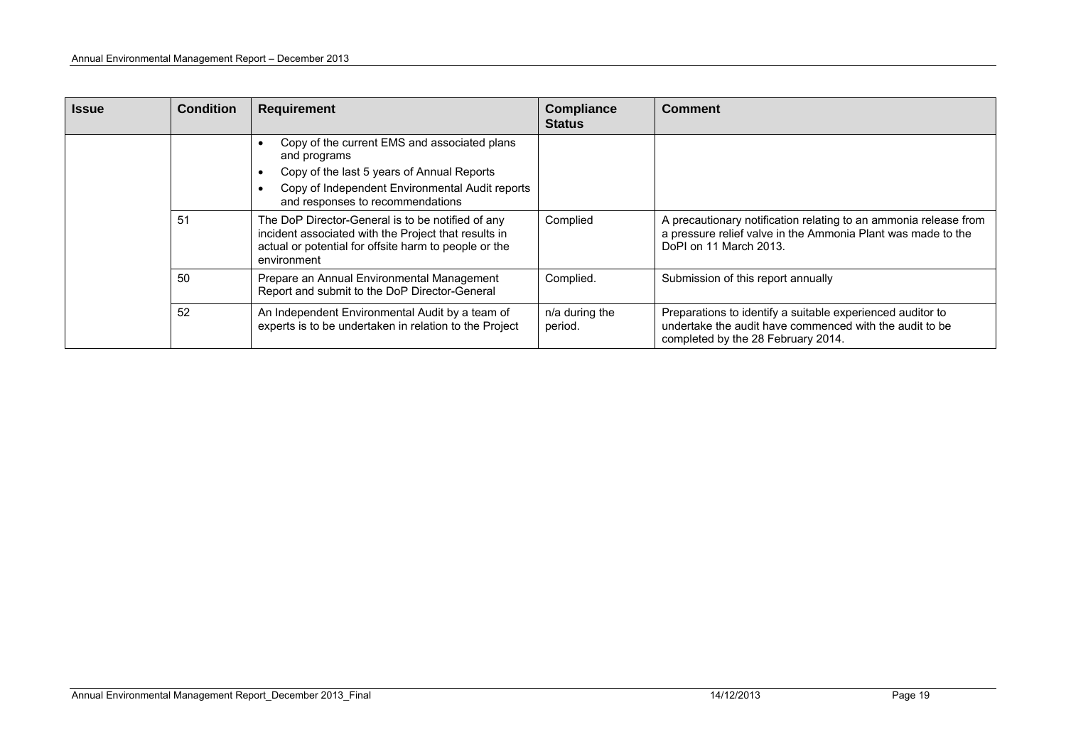| Issue | Condition | Requirement | Compliance Status | Comment |
| --- | --- | --- | --- | --- |
| | | • Copy of the current EMS and associated plans and programs<br>• Copy of the last 5 years of Annual Reports<br>• Copy of Independent Environmental Audit reports and responses to recommendations | | |
| | 51 | The DoP Director-General is to be notified of any incident associated with the Project that results in actual or potential for offsite harm to people or the environment | Complied | A precautionary notification relating to an ammonia release from a pressure relief valve in the Ammonia Plant was made to the DoPI on 11 March 2013. |
| | 50 | Prepare an Annual Environmental Management Report and submit to the DoP Director-General | Complied. | Submission of this report annually |
| | 52 | An Independent Environmental Audit by a team of experts is to be undertaken in relation to the Project | n/a during the period. | Preparations to identify a suitable experienced auditor to undertake the audit have commenced with the audit to be completed by the 28 February 2014. |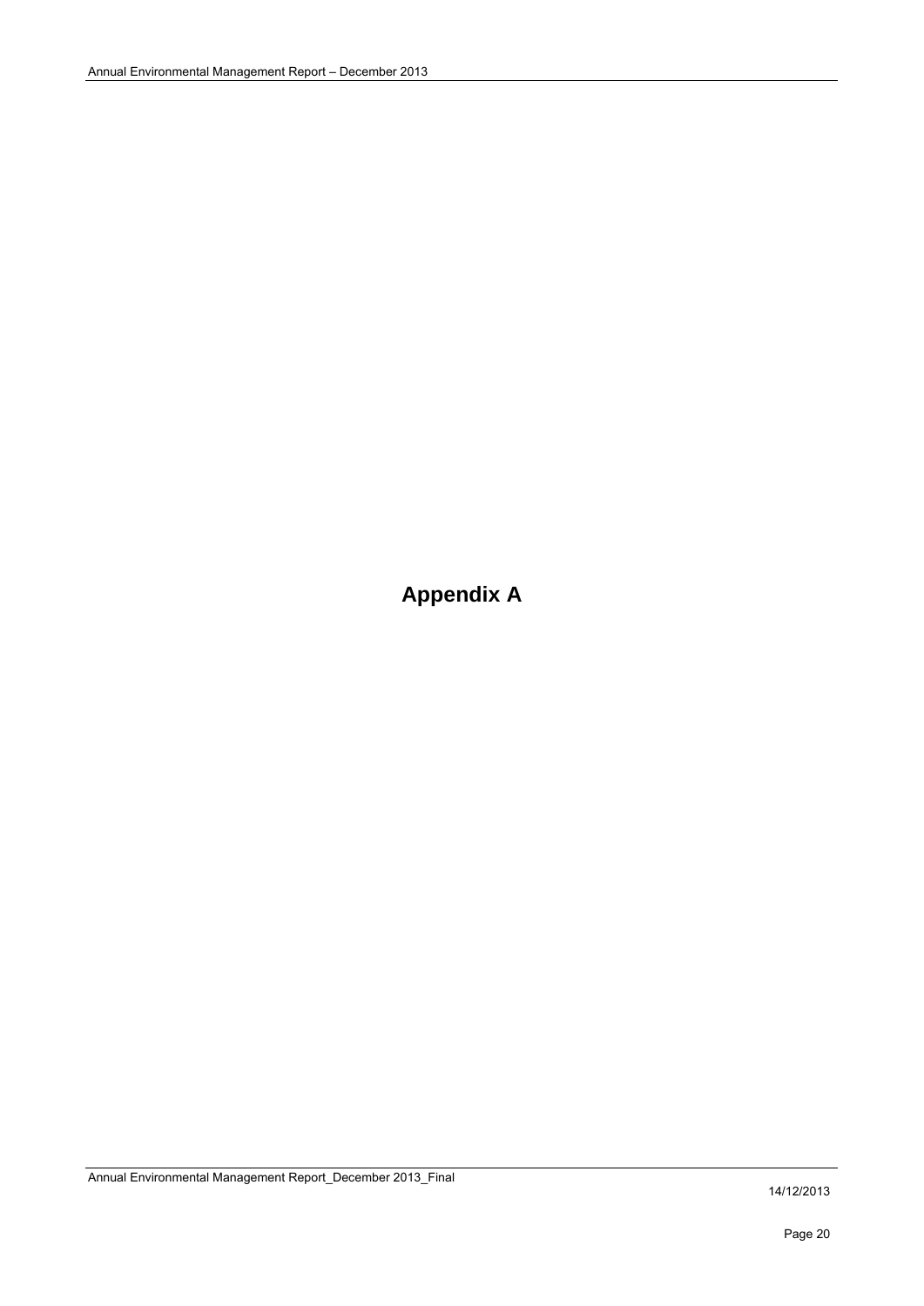# Appendix A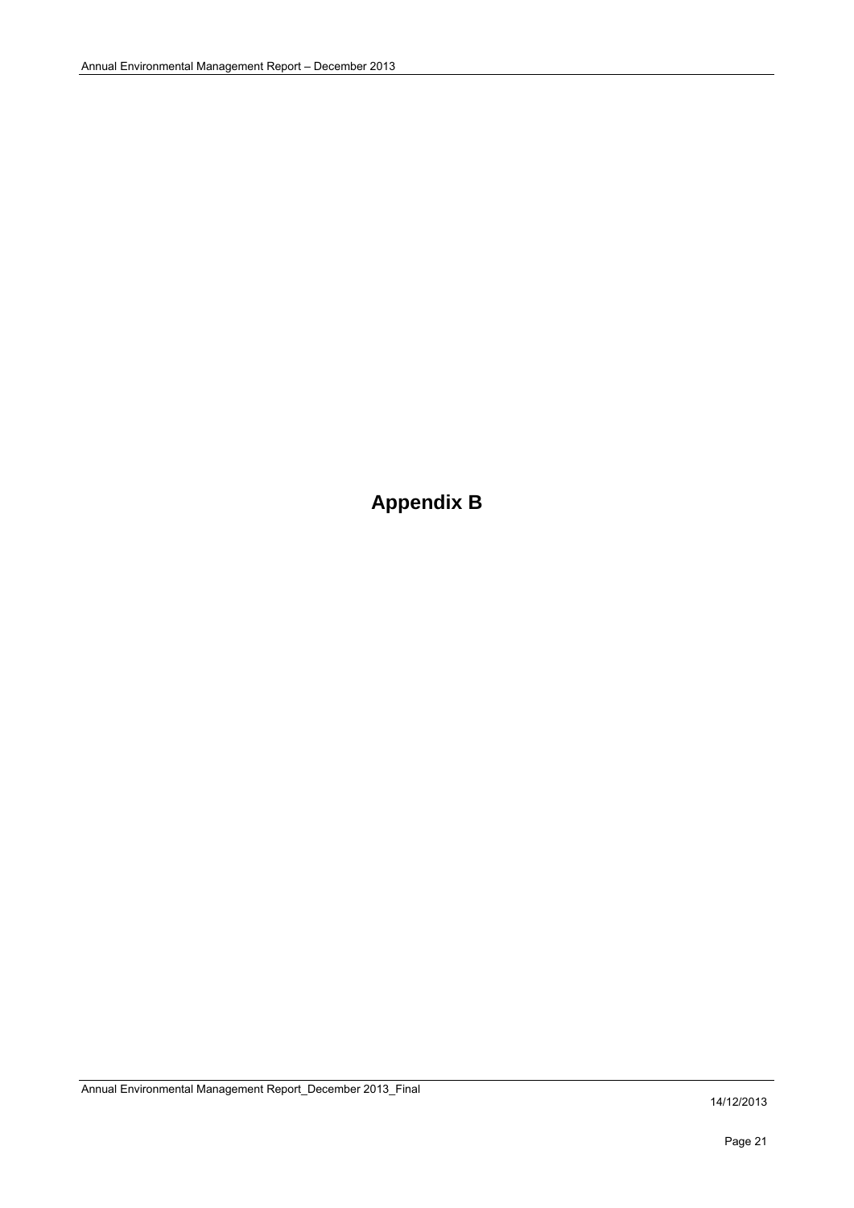# Appendix B